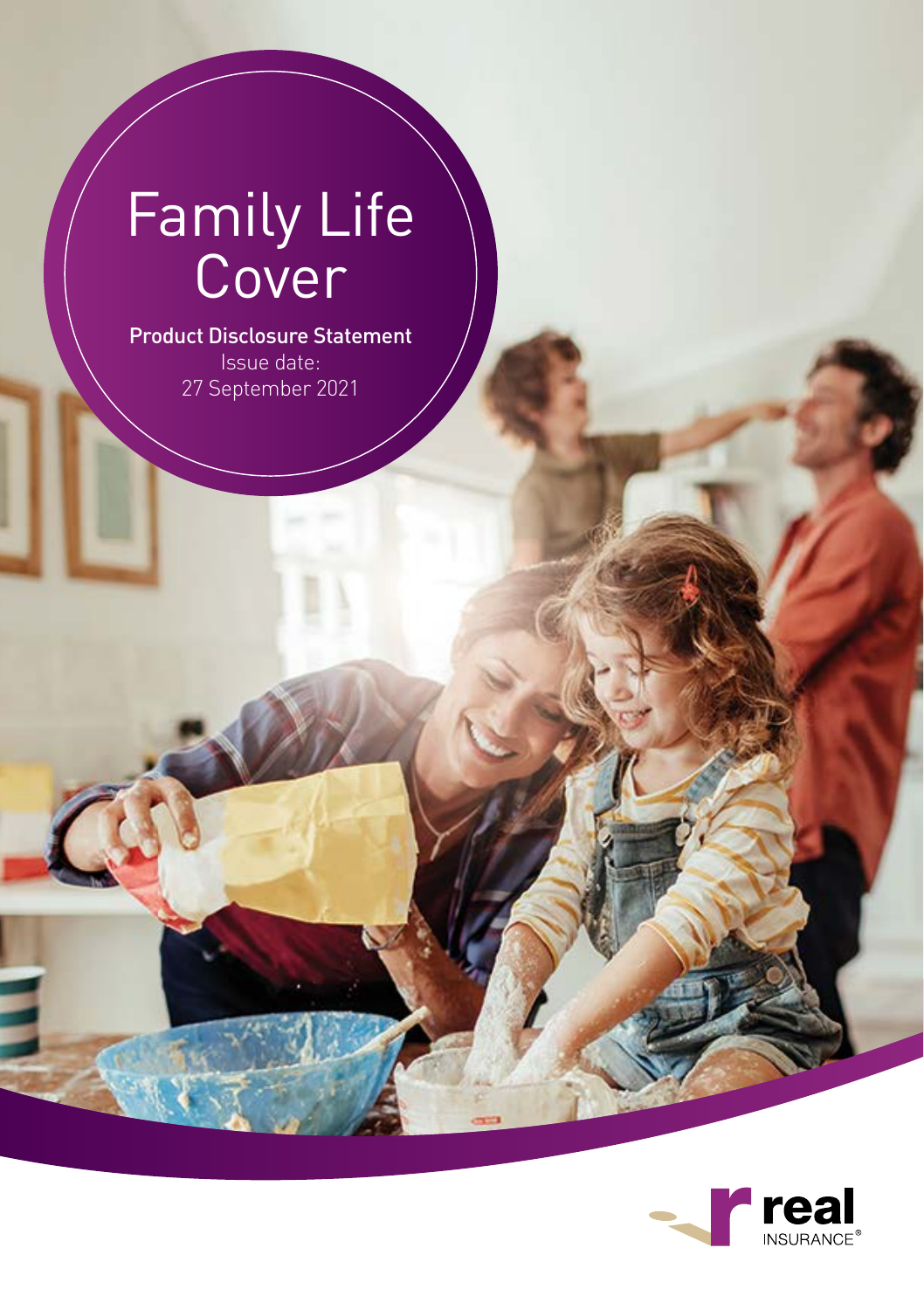# Family Life Cover

**Product Disclosure Statement**

Issue date:
27 September 2021

real INSURANCE®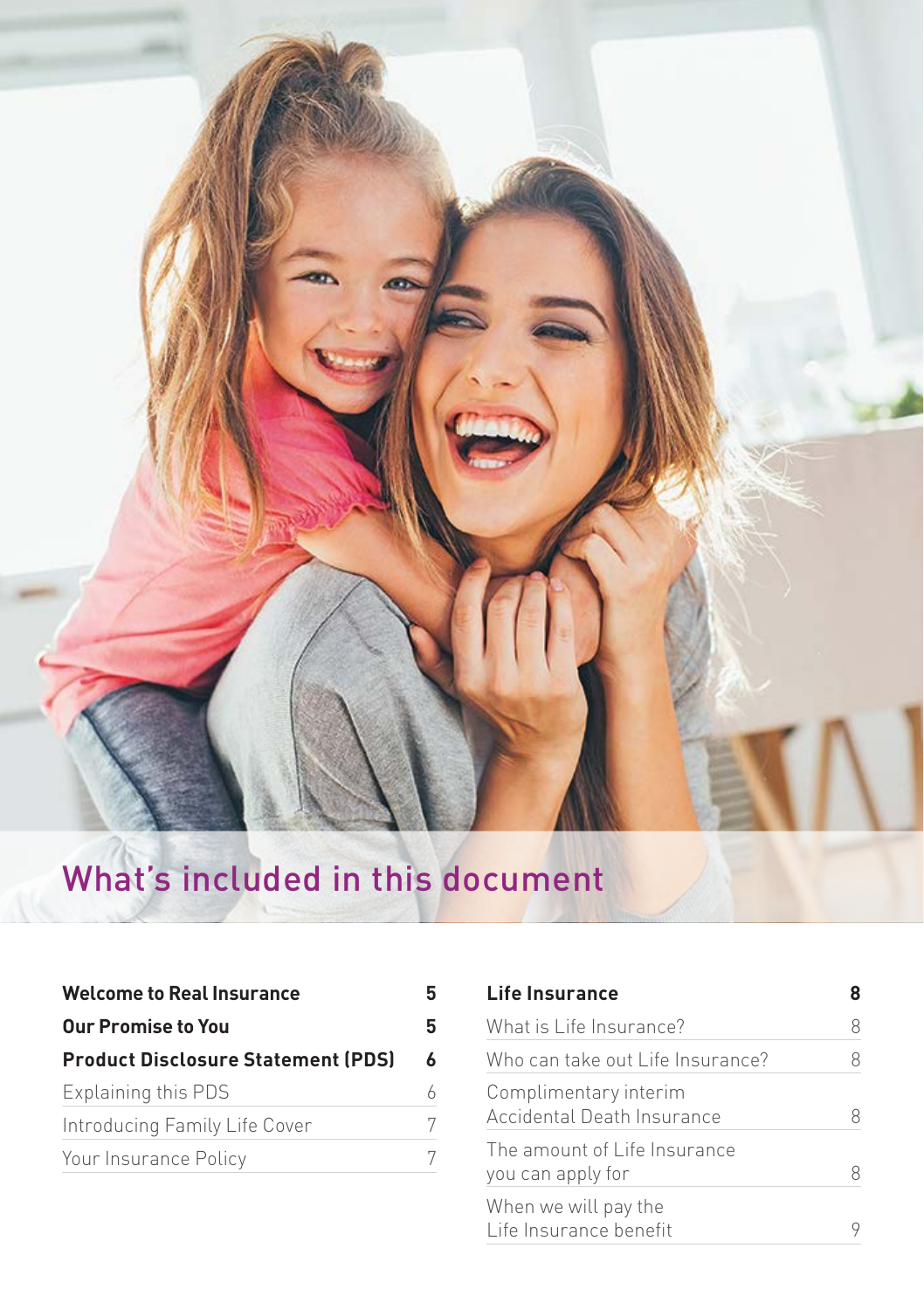# What's included in this document

| | |
|---|---|
| **Welcome to Real Insurance** | **5** |
| **Our Promise to You** | **5** |
| **Product Disclosure Statement (PDS)** | **6** |
| Explaining this PDS | 6 |
| Introducing Family Life Cover | 7 |
| Your Insurance Policy | 7 |
| **Life Insurance** | **8** |
| What is Life Insurance? | 8 |
| Who can take out Life Insurance? | 8 |
| Complimentary interim Accidental Death Insurance | 8 |
| The amount of Life Insurance you can apply for | 8 |
| When we will pay the Life Insurance benefit | 9 |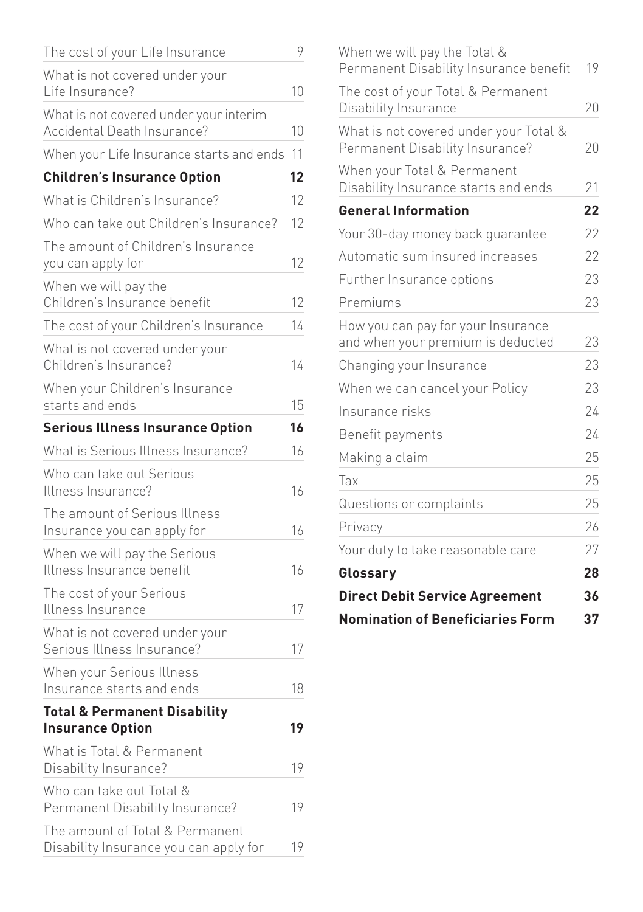| | |
|---|---|
| The cost of your Life Insurance | 9 |
| What is not covered under your Life Insurance? | 10 |
| What is not covered under your interim Accidental Death Insurance? | 10 |
| When your Life Insurance starts and ends | 11 |
| **Children's Insurance Option** | **12** |
| What is Children's Insurance? | 12 |
| Who can take out Children's Insurance? | 12 |
| The amount of Children's Insurance you can apply for | 12 |
| When we will pay the Children's Insurance benefit | 12 |
| The cost of your Children's Insurance | 14 |
| What is not covered under your Children's Insurance? | 14 |
| When your Children's Insurance starts and ends | 15 |
| **Serious Illness Insurance Option** | **16** |
| What is Serious Illness Insurance? | 16 |
| Who can take out Serious Illness Insurance? | 16 |
| The amount of Serious Illness Insurance you can apply for | 16 |
| When we will pay the Serious Illness Insurance benefit | 16 |
| The cost of your Serious Illness Insurance | 17 |
| What is not covered under your Serious Illness Insurance? | 17 |
| When your Serious Illness Insurance starts and ends | 18 |
| **Total & Permanent Disability Insurance Option** | **19** |
| What is Total & Permanent Disability Insurance? | 19 |
| Who can take out Total & Permanent Disability Insurance? | 19 |
| The amount of Total & Permanent Disability Insurance you can apply for | 19 |
| When we will pay the Total & Permanent Disability Insurance benefit | 19 |
| The cost of your Total & Permanent Disability Insurance | 20 |
| What is not covered under your Total & Permanent Disability Insurance? | 20 |
| When your Total & Permanent Disability Insurance starts and ends | 21 |
| **General Information** | **22** |
| Your 30-day money back guarantee | 22 |
| Automatic sum insured increases | 22 |
| Further Insurance options | 23 |
| Premiums | 23 |
| How you can pay for your Insurance and when your premium is deducted | 23 |
| Changing your Insurance | 23 |
| When we can cancel your Policy | 23 |
| Insurance risks | 24 |
| Benefit payments | 24 |
| Making a claim | 25 |
| Tax | 25 |
| Questions or complaints | 25 |
| Privacy | 26 |
| Your duty to take reasonable care | 27 |
| **Glossary** | **28** |
| **Direct Debit Service Agreement** | **36** |
| **Nomination of Beneficiaries Form** | **37** |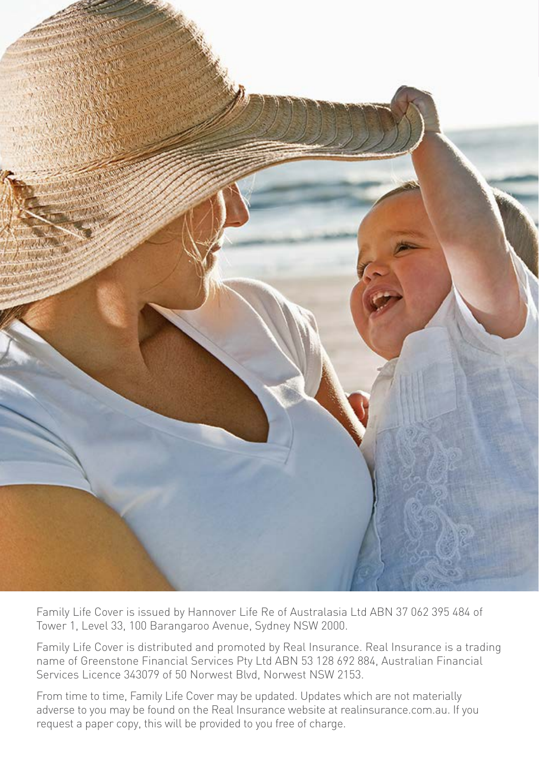Family Life Cover is issued by Hannover Life Re of Australasia Ltd ABN 37 062 395 484 of Tower 1, Level 33, 100 Barangaroo Avenue, Sydney NSW 2000.

Family Life Cover is distributed and promoted by Real Insurance. Real Insurance is a trading name of Greenstone Financial Services Pty Ltd ABN 53 128 692 884, Australian Financial Services Licence 343079 of 50 Norwest Blvd, Norwest NSW 2153.

From time to time, Family Life Cover may be updated. Updates which are not materially adverse to you may be found on the Real Insurance website at realinsurance.com.au. If you request a paper copy, this will be provided to you free of charge.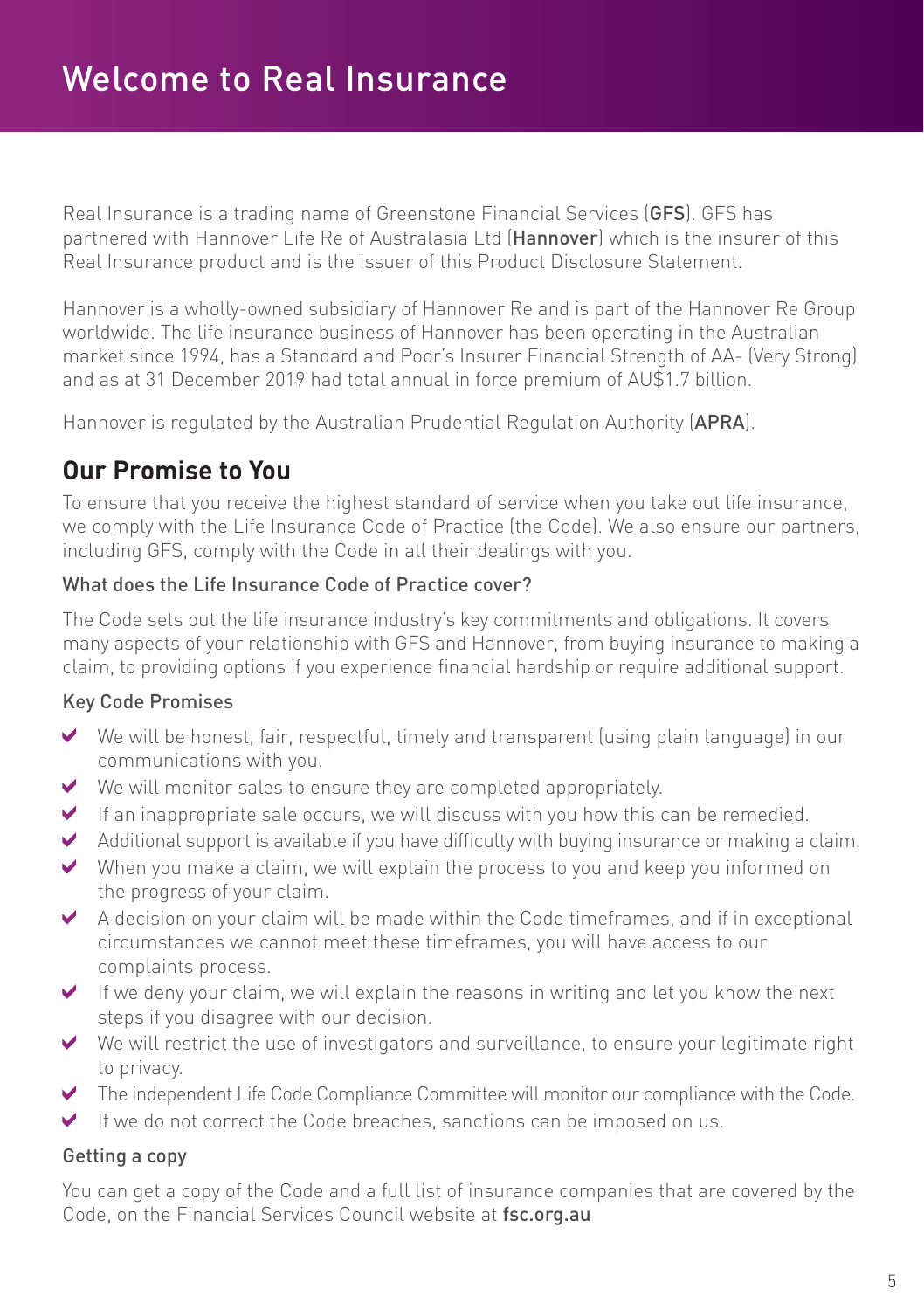# Welcome to Real Insurance

Real Insurance is a trading name of Greenstone Financial Services (**GFS**). GFS has partnered with Hannover Life Re of Australasia Ltd (**Hannover**) which is the insurer of this Real Insurance product and is the issuer of this Product Disclosure Statement.

Hannover is a wholly-owned subsidiary of Hannover Re and is part of the Hannover Re Group worldwide. The life insurance business of Hannover has been operating in the Australian market since 1994, has a Standard and Poor's Insurer Financial Strength of AA- (Very Strong) and as at 31 December 2019 had total annual in force premium of AU$1.7 billion.

Hannover is regulated by the Australian Prudential Regulation Authority (**APRA**).

## Our Promise to You

To ensure that you receive the highest standard of service when you take out life insurance, we comply with the Life Insurance Code of Practice (the Code). We also ensure our partners, including GFS, comply with the Code in all their dealings with you.

### What does the Life Insurance Code of Practice cover?

The Code sets out the life insurance industry's key commitments and obligations. It covers many aspects of your relationship with GFS and Hannover, from buying insurance to making a claim, to providing options if you experience financial hardship or require additional support.

### Key Code Promises

- We will be honest, fair, respectful, timely and transparent (using plain language) in our communications with you.
- We will monitor sales to ensure they are completed appropriately.
- If an inappropriate sale occurs, we will discuss with you how this can be remedied.
- Additional support is available if you have difficulty with buying insurance or making a claim.
- When you make a claim, we will explain the process to you and keep you informed on the progress of your claim.
- A decision on your claim will be made within the Code timeframes, and if in exceptional circumstances we cannot meet these timeframes, you will have access to our complaints process.
- If we deny your claim, we will explain the reasons in writing and let you know the next steps if you disagree with our decision.
- We will restrict the use of investigators and surveillance, to ensure your legitimate right to privacy.
- The independent Life Code Compliance Committee will monitor our compliance with the Code.
- If we do not correct the Code breaches, sanctions can be imposed on us.

### Getting a copy

You can get a copy of the Code and a full list of insurance companies that are covered by the Code, on the Financial Services Council website at **fsc.org.au**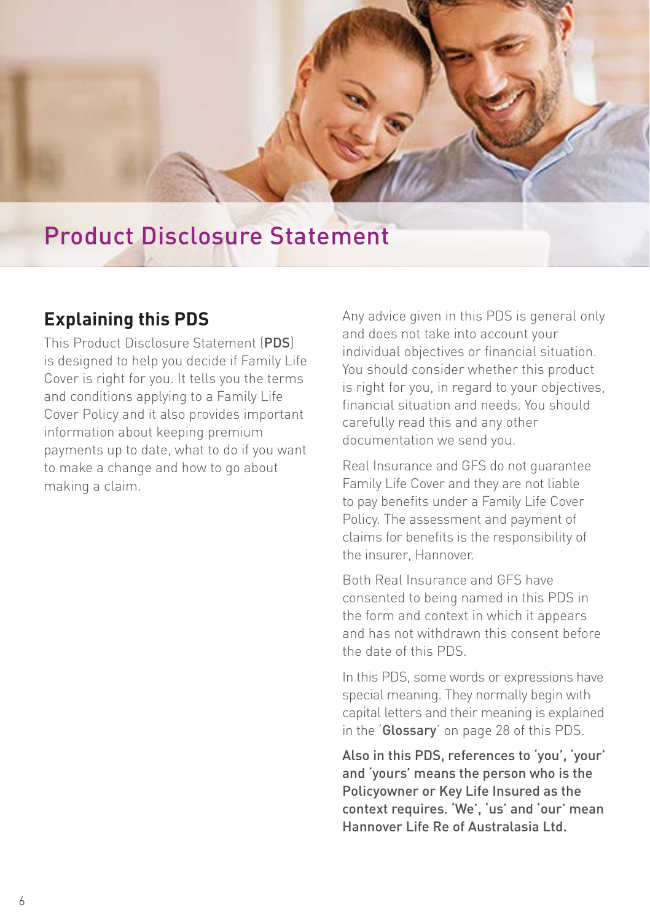# Product Disclosure Statement

## Explaining this PDS

This Product Disclosure Statement (**PDS**) is designed to help you decide if Family Life Cover is right for you. It tells you the terms and conditions applying to a Family Life Cover Policy and it also provides important information about keeping premium payments up to date, what to do if you want to make a change and how to go about making a claim.

Any advice given in this PDS is general only and does not take into account your individual objectives or financial situation. You should consider whether this product is right for you, in regard to your objectives, financial situation and needs. You should carefully read this and any other documentation we send you.

Real Insurance and GFS do not guarantee Family Life Cover and they are not liable to pay benefits under a Family Life Cover Policy. The assessment and payment of claims for benefits is the responsibility of the insurer, Hannover.

Both Real Insurance and GFS have consented to being named in this PDS in the form and context in which it appears and has not withdrawn this consent before the date of this PDS.

In this PDS, some words or expressions have special meaning. They normally begin with capital letters and their meaning is explained in the '**Glossary**' on page 28 of this PDS.

**Also in this PDS, references to 'you', 'your' and 'yours' means the person who is the Policyowner or Key Life Insured as the context requires. 'We', 'us' and 'our' mean Hannover Life Re of Australasia Ltd.**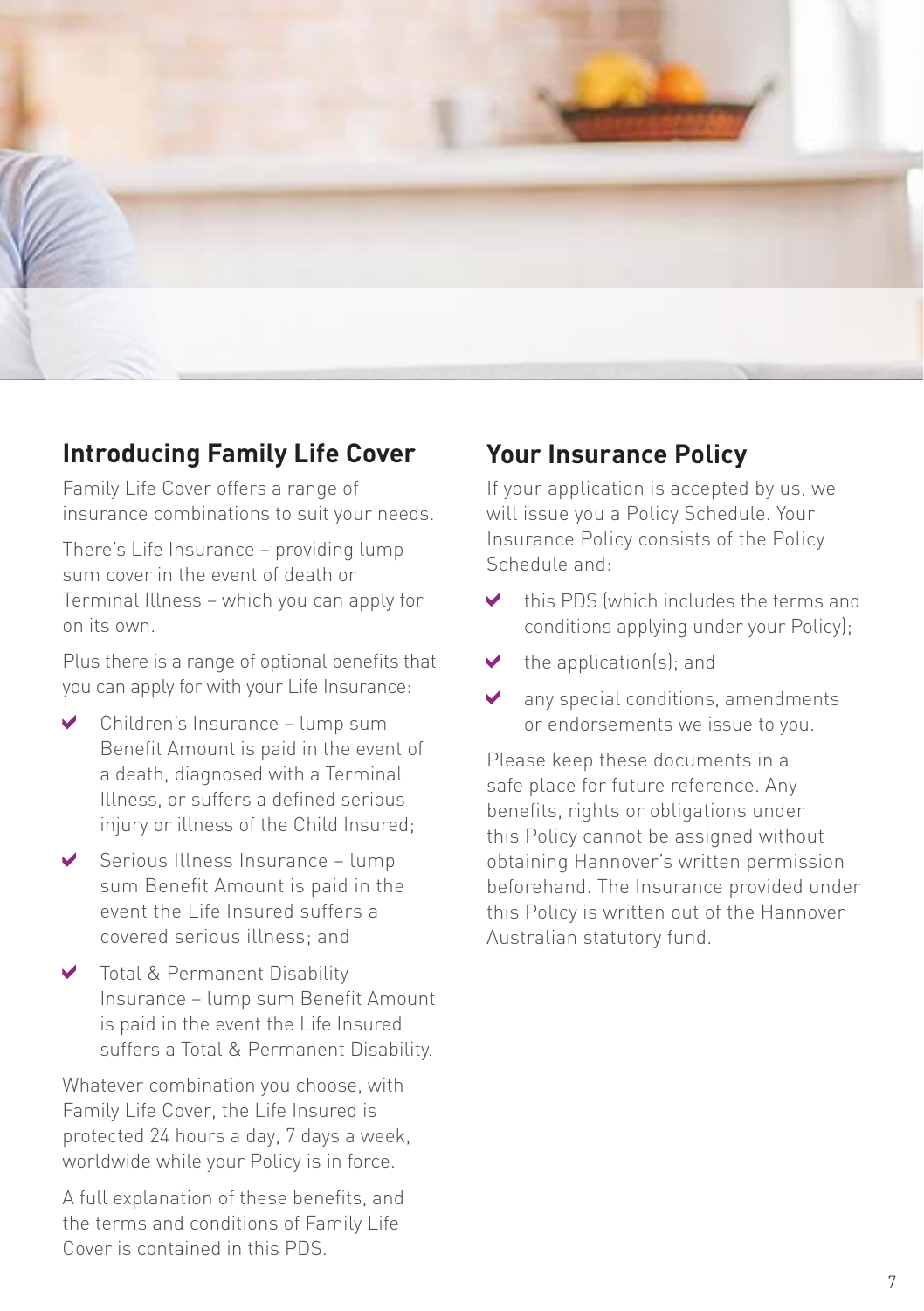## Introducing Family Life Cover

Family Life Cover offers a range of insurance combinations to suit your needs.

There's Life Insurance – providing lump sum cover in the event of death or Terminal Illness – which you can apply for on its own.

Plus there is a range of optional benefits that you can apply for with your Life Insurance:

- Children's Insurance – lump sum Benefit Amount is paid in the event of a death, diagnosed with a Terminal Illness, or suffers a defined serious injury or illness of the Child Insured;
- Serious Illness Insurance – lump sum Benefit Amount is paid in the event the Life Insured suffers a covered serious illness; and
- Total & Permanent Disability Insurance – lump sum Benefit Amount is paid in the event the Life Insured suffers a Total & Permanent Disability.

Whatever combination you choose, with Family Life Cover, the Life Insured is protected 24 hours a day, 7 days a week, worldwide while your Policy is in force.

A full explanation of these benefits, and the terms and conditions of Family Life Cover is contained in this PDS.

## Your Insurance Policy

If your application is accepted by us, we will issue you a Policy Schedule. Your Insurance Policy consists of the Policy Schedule and:

- this PDS (which includes the terms and conditions applying under your Policy);
- the application(s); and
- any special conditions, amendments or endorsements we issue to you.

Please keep these documents in a safe place for future reference. Any benefits, rights or obligations under this Policy cannot be assigned without obtaining Hannover's written permission beforehand. The Insurance provided under this Policy is written out of the Hannover Australian statutory fund.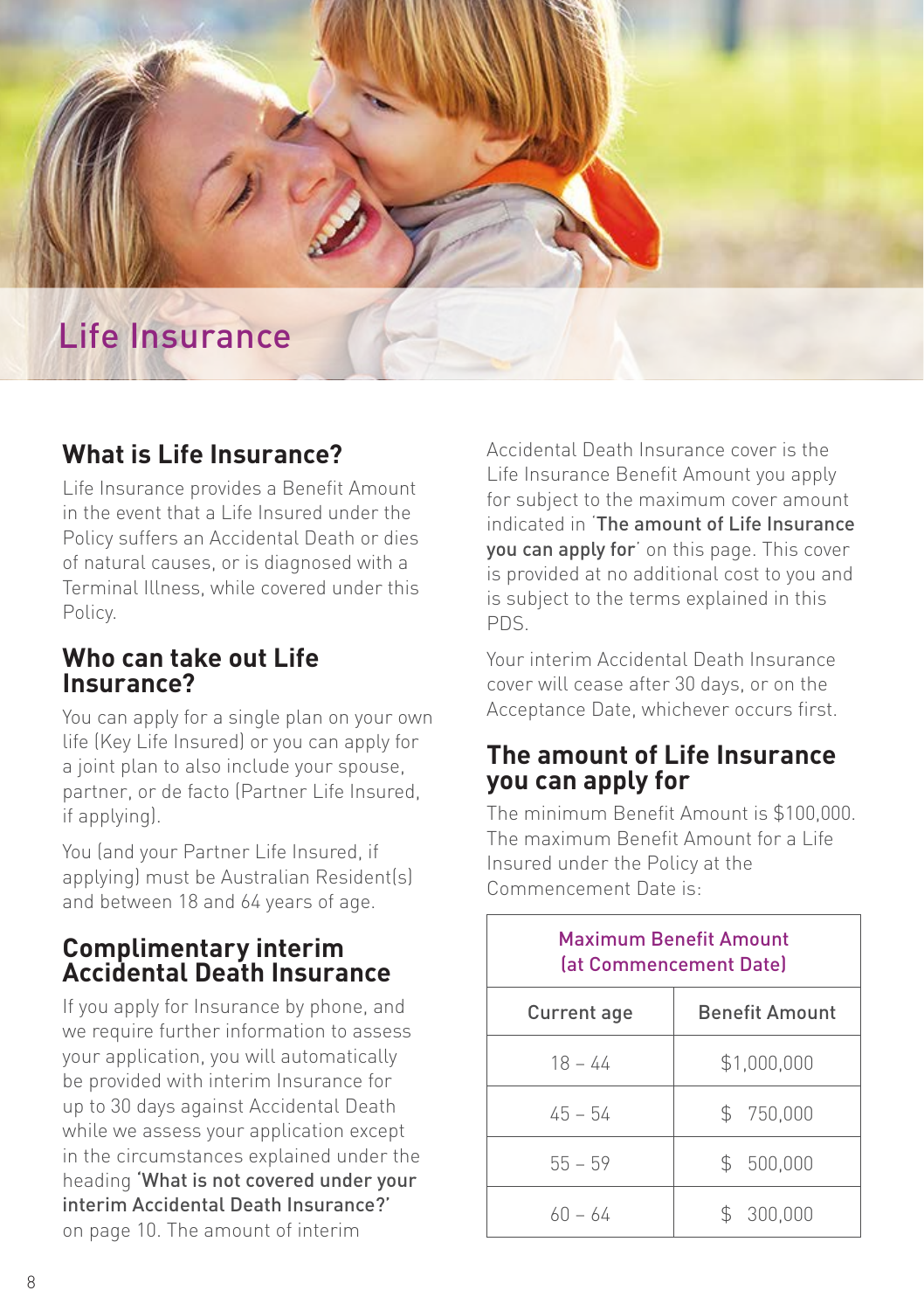// 
# Life Insurance

## What is Life Insurance?

Life Insurance provides a Benefit Amount in the event that a Life Insured under the Policy suffers an Accidental Death or dies of natural causes, or is diagnosed with a Terminal Illness, while covered under this Policy.

## Who can take out Life Insurance?

You can apply for a single plan on your own life (Key Life Insured) or you can apply for a joint plan to also include your spouse, partner, or de facto (Partner Life Insured, if applying).

You (and your Partner Life Insured, if applying) must be Australian Resident(s) and between 18 and 64 years of age.

## Complimentary interim Accidental Death Insurance

If you apply for Insurance by phone, and we require further information to assess your application, you will automatically be provided with interim Insurance for up to 30 days against Accidental Death while we assess your application except in the circumstances explained under the heading **'What is not covered under your interim Accidental Death Insurance?'** on page 10. The amount of interim Accidental Death Insurance cover is the Life Insurance Benefit Amount you apply for subject to the maximum cover amount indicated in **'The amount of Life Insurance you can apply for'** on this page. This cover is provided at no additional cost to you and is subject to the terms explained in this PDS.

Your interim Accidental Death Insurance cover will cease after 30 days, or on the Acceptance Date, whichever occurs first.

## The amount of Life Insurance you can apply for

The minimum Benefit Amount is $100,000. The maximum Benefit Amount for a Life Insured under the Policy at the Commencement Date is:

| Maximum Benefit Amount (at Commencement Date) | |
|---|---|
| **Current age** | **Benefit Amount** |
| 18 – 44 | $1,000,000 |
| 45 – 54 | $ 750,000 |
| 55 – 59 | $ 500,000 |
| 60 – 64 | $ 300,000 |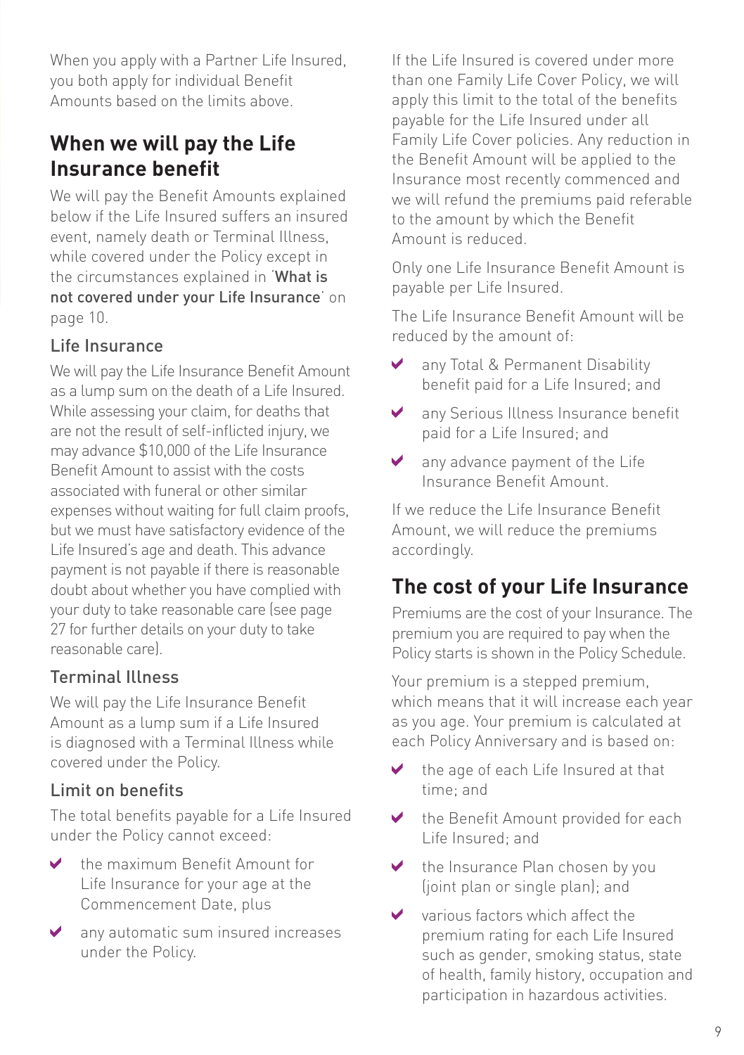When you apply with a Partner Life Insured, you both apply for individual Benefit Amounts based on the limits above.

## When we will pay the Life Insurance benefit

We will pay the Benefit Amounts explained below if the Life Insured suffers an insured event, namely death or Terminal Illness, while covered under the Policy except in the circumstances explained in '**What is not covered under your Life Insurance**' on page 10.

### Life Insurance

We will pay the Life Insurance Benefit Amount as a lump sum on the death of a Life Insured. While assessing your claim, for deaths that are not the result of self-inflicted injury, we may advance $10,000 of the Life Insurance Benefit Amount to assist with the costs associated with funeral or other similar expenses without waiting for full claim proofs, but we must have satisfactory evidence of the Life Insured's age and death. This advance payment is not payable if there is reasonable doubt about whether you have complied with your duty to take reasonable care (see page 27 for further details on your duty to take reasonable care).

### Terminal Illness

We will pay the Life Insurance Benefit Amount as a lump sum if a Life Insured is diagnosed with a Terminal Illness while covered under the Policy.

### Limit on benefits

The total benefits payable for a Life Insured under the Policy cannot exceed:

- the maximum Benefit Amount for Life Insurance for your age at the Commencement Date, plus
- any automatic sum insured increases under the Policy.

If the Life Insured is covered under more than one Family Life Cover Policy, we will apply this limit to the total of the benefits payable for the Life Insured under all Family Life Cover policies. Any reduction in the Benefit Amount will be applied to the Insurance most recently commenced and we will refund the premiums paid referable to the amount by which the Benefit Amount is reduced.

Only one Life Insurance Benefit Amount is payable per Life Insured.

The Life Insurance Benefit Amount will be reduced by the amount of:

- any Total & Permanent Disability benefit paid for a Life Insured; and
- any Serious Illness Insurance benefit paid for a Life Insured; and
- any advance payment of the Life Insurance Benefit Amount.

If we reduce the Life Insurance Benefit Amount, we will reduce the premiums accordingly.

## The cost of your Life Insurance

Premiums are the cost of your Insurance. The premium you are required to pay when the Policy starts is shown in the Policy Schedule.

Your premium is a stepped premium, which means that it will increase each year as you age. Your premium is calculated at each Policy Anniversary and is based on:

- the age of each Life Insured at that time; and
- the Benefit Amount provided for each Life Insured; and
- the Insurance Plan chosen by you (joint plan or single plan); and
- various factors which affect the premium rating for each Life Insured such as gender, smoking status, state of health, family history, occupation and participation in hazardous activities.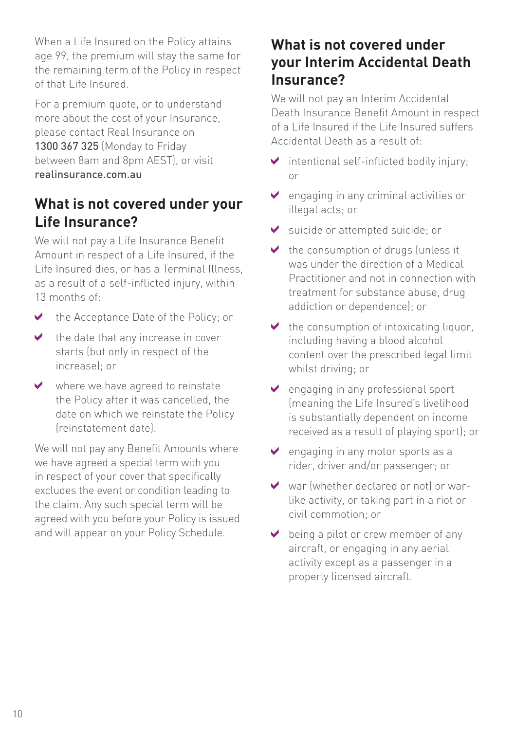When a Life Insured on the Policy attains age 99, the premium will stay the same for the remaining term of the Policy in respect of that Life Insured.

For a premium quote, or to understand more about the cost of your Insurance, please contact Real Insurance on **1300 367 325** (Monday to Friday between 8am and 8pm AEST), or visit **realinsurance.com.au**

## What is not covered under your Life Insurance?

We will not pay a Life Insurance Benefit Amount in respect of a Life Insured, if the Life Insured dies, or has a Terminal Illness, as a result of a self-inflicted injury, within 13 months of:

- the Acceptance Date of the Policy; or
- the date that any increase in cover starts (but only in respect of the increase); or
- where we have agreed to reinstate the Policy after it was cancelled, the date on which we reinstate the Policy (reinstatement date).

We will not pay any Benefit Amounts where we have agreed a special term with you in respect of your cover that specifically excludes the event or condition leading to the claim. Any such special term will be agreed with you before your Policy is issued and will appear on your Policy Schedule.

## What is not covered under your Interim Accidental Death Insurance?

We will not pay an Interim Accidental Death Insurance Benefit Amount in respect of a Life Insured if the Life Insured suffers Accidental Death as a result of:

- intentional self-inflicted bodily injury; or
- engaging in any criminal activities or illegal acts; or
- suicide or attempted suicide; or
- the consumption of drugs (unless it was under the direction of a Medical Practitioner and not in connection with treatment for substance abuse, drug addiction or dependence); or
- the consumption of intoxicating liquor, including having a blood alcohol content over the prescribed legal limit whilst driving; or
- engaging in any professional sport (meaning the Life Insured's livelihood is substantially dependent on income received as a result of playing sport); or
- engaging in any motor sports as a rider, driver and/or passenger; or
- war (whether declared or not) or war-like activity, or taking part in a riot or civil commotion; or
- being a pilot or crew member of any aircraft, or engaging in any aerial activity except as a passenger in a properly licensed aircraft.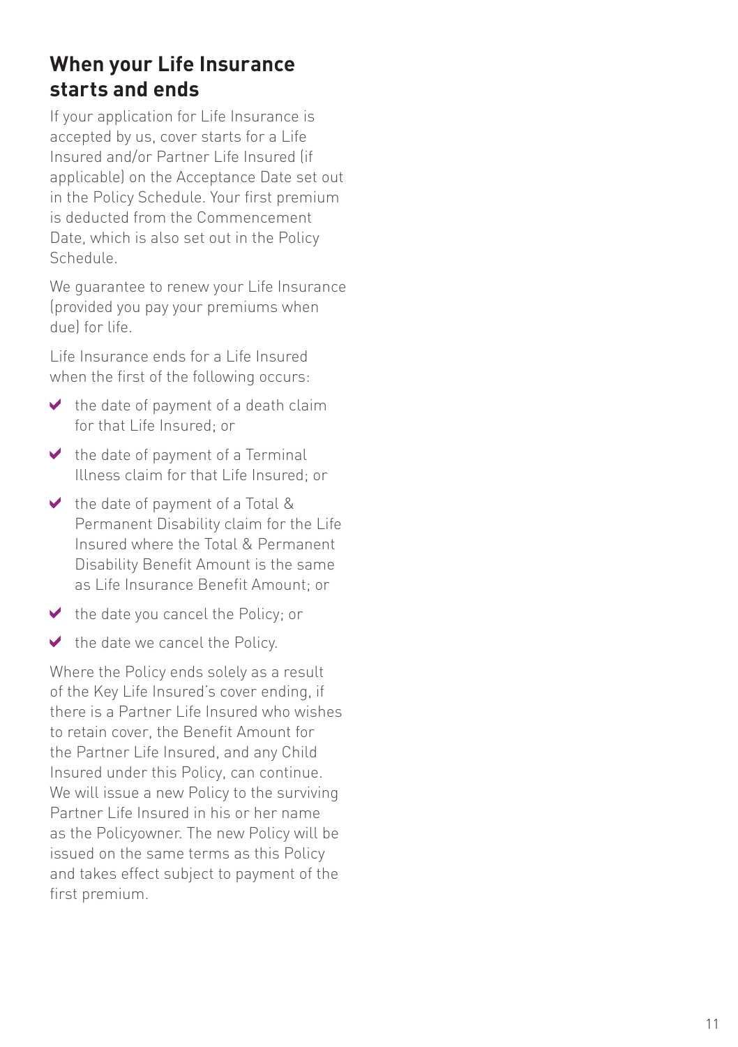## When your Life Insurance starts and ends

If your application for Life Insurance is accepted by us, cover starts for a Life Insured and/or Partner Life Insured (if applicable) on the Acceptance Date set out in the Policy Schedule. Your first premium is deducted from the Commencement Date, which is also set out in the Policy Schedule.

We guarantee to renew your Life Insurance (provided you pay your premiums when due) for life.

Life Insurance ends for a Life Insured when the first of the following occurs:

- the date of payment of a death claim for that Life Insured; or
- the date of payment of a Terminal Illness claim for that Life Insured; or
- the date of payment of a Total & Permanent Disability claim for the Life Insured where the Total & Permanent Disability Benefit Amount is the same as Life Insurance Benefit Amount; or
- the date you cancel the Policy; or
- the date we cancel the Policy.

Where the Policy ends solely as a result of the Key Life Insured's cover ending, if there is a Partner Life Insured who wishes to retain cover, the Benefit Amount for the Partner Life Insured, and any Child Insured under this Policy, can continue. We will issue a new Policy to the surviving Partner Life Insured in his or her name as the Policyowner. The new Policy will be issued on the same terms as this Policy and takes effect subject to payment of the first premium.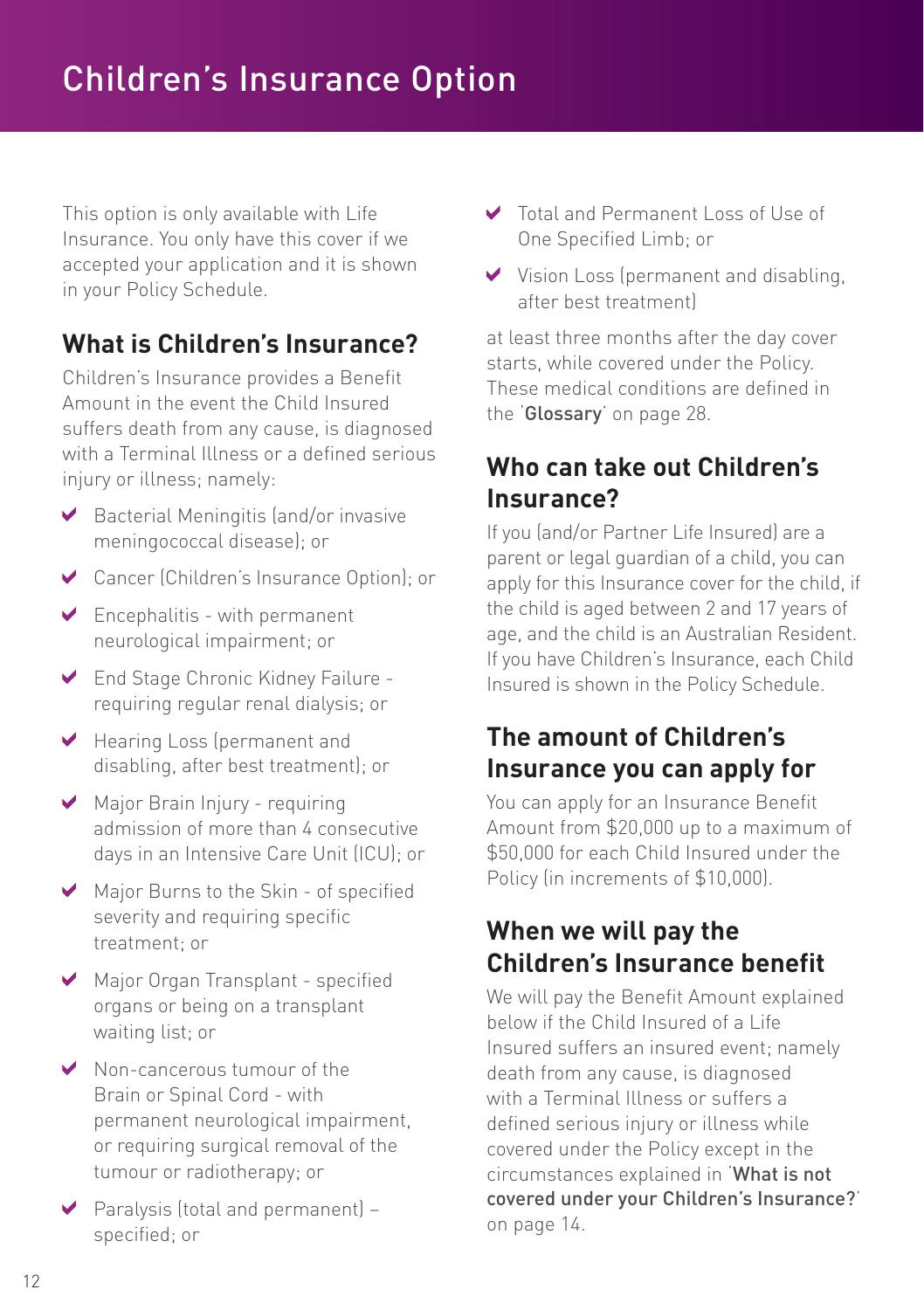# Children's Insurance Option

This option is only available with Life Insurance. You only have this cover if we accepted your application and it is shown in your Policy Schedule.

## What is Children's Insurance?

Children's Insurance provides a Benefit Amount in the event the Child Insured suffers death from any cause, is diagnosed with a Terminal Illness or a defined serious injury or illness; namely:

- Bacterial Meningitis (and/or invasive meningococcal disease); or
- Cancer (Children's Insurance Option); or
- Encephalitis - with permanent neurological impairment; or
- End Stage Chronic Kidney Failure - requiring regular renal dialysis; or
- Hearing Loss (permanent and disabling, after best treatment); or
- Major Brain Injury - requiring admission of more than 4 consecutive days in an Intensive Care Unit (ICU); or
- Major Burns to the Skin - of specified severity and requiring specific treatment; or
- Major Organ Transplant - specified organs or being on a transplant waiting list; or
- Non-cancerous tumour of the Brain or Spinal Cord - with permanent neurological impairment, or requiring surgical removal of the tumour or radiotherapy; or
- Paralysis (total and permanent) – specified; or
- Total and Permanent Loss of Use of One Specified Limb; or
- Vision Loss (permanent and disabling, after best treatment)

at least three months after the day cover starts, while covered under the Policy. These medical conditions are defined in the '**Glossary**' on page 28.

## Who can take out Children's Insurance?

If you (and/or Partner Life Insured) are a parent or legal guardian of a child, you can apply for this Insurance cover for the child, if the child is aged between 2 and 17 years of age, and the child is an Australian Resident. If you have Children's Insurance, each Child Insured is shown in the Policy Schedule.

## The amount of Children's Insurance you can apply for

You can apply for an Insurance Benefit Amount from $20,000 up to a maximum of $50,000 for each Child Insured under the Policy (in increments of $10,000).

## When we will pay the Children's Insurance benefit

We will pay the Benefit Amount explained below if the Child Insured of a Life Insured suffers an insured event; namely death from any cause, is diagnosed with a Terminal Illness or suffers a defined serious injury or illness while covered under the Policy except in the circumstances explained in '**What is not covered under your Children's Insurance?**' on page 14.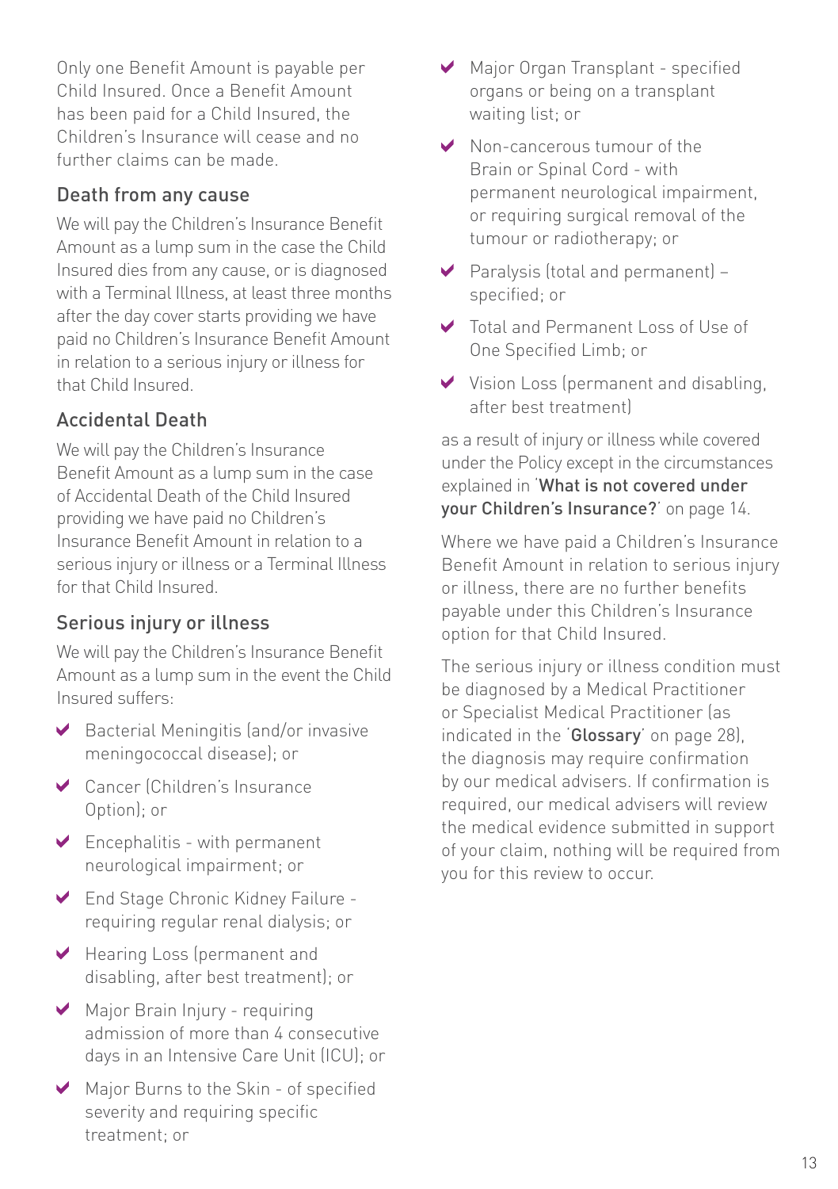Only one Benefit Amount is payable per Child Insured. Once a Benefit Amount has been paid for a Child Insured, the Children's Insurance will cease and no further claims can be made.

## Death from any cause

We will pay the Children's Insurance Benefit Amount as a lump sum in the case the Child Insured dies from any cause, or is diagnosed with a Terminal Illness, at least three months after the day cover starts providing we have paid no Children's Insurance Benefit Amount in relation to a serious injury or illness for that Child Insured.

## Accidental Death

We will pay the Children's Insurance Benefit Amount as a lump sum in the case of Accidental Death of the Child Insured providing we have paid no Children's Insurance Benefit Amount in relation to a serious injury or illness or a Terminal Illness for that Child Insured.

## Serious injury or illness

We will pay the Children's Insurance Benefit Amount as a lump sum in the event the Child Insured suffers:

- Bacterial Meningitis (and/or invasive meningococcal disease); or
- Cancer (Children's Insurance Option); or
- Encephalitis - with permanent neurological impairment; or
- End Stage Chronic Kidney Failure - requiring regular renal dialysis; or
- Hearing Loss (permanent and disabling, after best treatment); or
- Major Brain Injury - requiring admission of more than 4 consecutive days in an Intensive Care Unit (ICU); or
- Major Burns to the Skin - of specified severity and requiring specific treatment; or
- Major Organ Transplant - specified organs or being on a transplant waiting list; or
- Non-cancerous tumour of the Brain or Spinal Cord - with permanent neurological impairment, or requiring surgical removal of the tumour or radiotherapy; or
- Paralysis (total and permanent) – specified; or
- Total and Permanent Loss of Use of One Specified Limb; or
- Vision Loss (permanent and disabling, after best treatment)

as a result of injury or illness while covered under the Policy except in the circumstances explained in '**What is not covered under your Children's Insurance?**' on page 14.

Where we have paid a Children's Insurance Benefit Amount in relation to serious injury or illness, there are no further benefits payable under this Children's Insurance option for that Child Insured.

The serious injury or illness condition must be diagnosed by a Medical Practitioner or Specialist Medical Practitioner (as indicated in the '**Glossary**' on page 28), the diagnosis may require confirmation by our medical advisers. If confirmation is required, our medical advisers will review the medical evidence submitted in support of your claim, nothing will be required from you for this review to occur.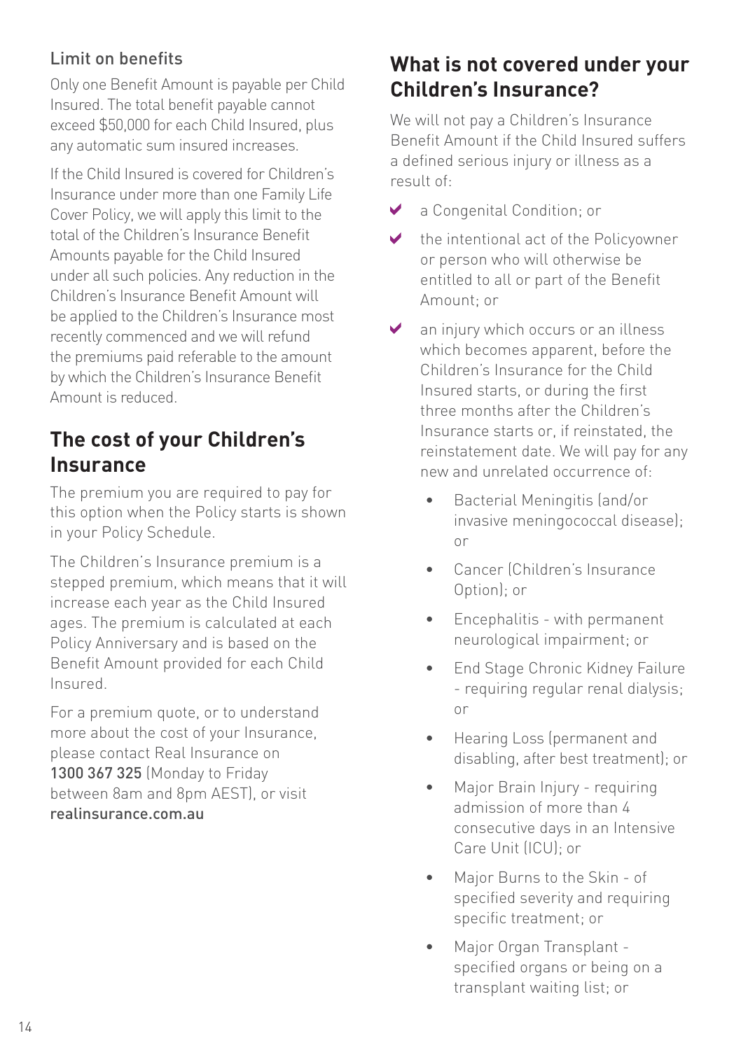### Limit on benefits

Only one Benefit Amount is payable per Child Insured. The total benefit payable cannot exceed $50,000 for each Child Insured, plus any automatic sum insured increases.

If the Child Insured is covered for Children's Insurance under more than one Family Life Cover Policy, we will apply this limit to the total of the Children's Insurance Benefit Amounts payable for the Child Insured under all such policies. Any reduction in the Children's Insurance Benefit Amount will be applied to the Children's Insurance most recently commenced and we will refund the premiums paid referable to the amount by which the Children's Insurance Benefit Amount is reduced.

## The cost of your Children's Insurance

The premium you are required to pay for this option when the Policy starts is shown in your Policy Schedule.

The Children's Insurance premium is a stepped premium, which means that it will increase each year as the Child Insured ages. The premium is calculated at each Policy Anniversary and is based on the Benefit Amount provided for each Child Insured.

For a premium quote, or to understand more about the cost of your Insurance, please contact Real Insurance on **1300 367 325** (Monday to Friday between 8am and 8pm AEST), or visit **realinsurance.com.au**

## What is not covered under your Children's Insurance?

We will not pay a Children's Insurance Benefit Amount if the Child Insured suffers a defined serious injury or illness as a result of:

- a Congenital Condition; or
- the intentional act of the Policyowner or person who will otherwise be entitled to all or part of the Benefit Amount; or
- an injury which occurs or an illness which becomes apparent, before the Children's Insurance for the Child Insured starts, or during the first three months after the Children's Insurance starts or, if reinstated, the reinstatement date. We will pay for any new and unrelated occurrence of:
  - Bacterial Meningitis (and/or invasive meningococcal disease); or
  - Cancer (Children's Insurance Option); or
  - Encephalitis - with permanent neurological impairment; or
  - End Stage Chronic Kidney Failure - requiring regular renal dialysis; or
  - Hearing Loss (permanent and disabling, after best treatment); or
  - Major Brain Injury - requiring admission of more than 4 consecutive days in an Intensive Care Unit (ICU); or
  - Major Burns to the Skin - of specified severity and requiring specific treatment; or
  - Major Organ Transplant - specified organs or being on a transplant waiting list; or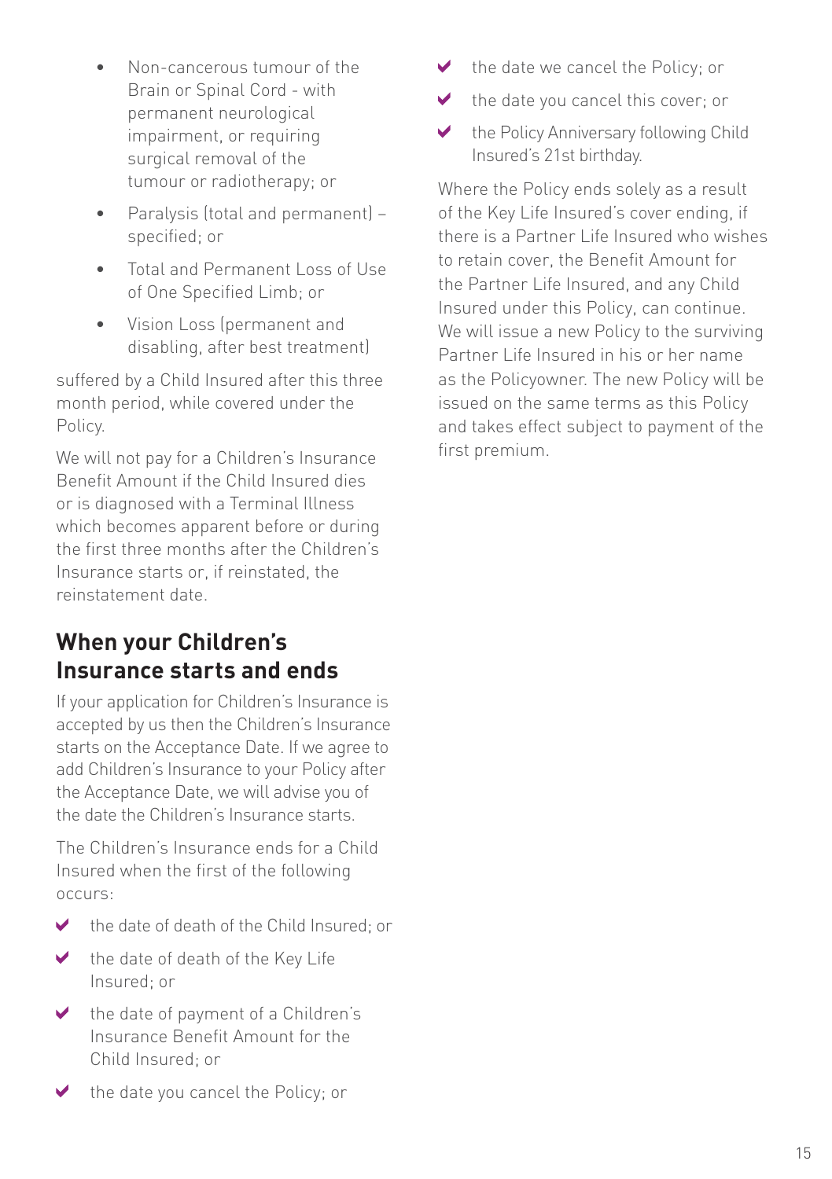- Non-cancerous tumour of the Brain or Spinal Cord - with permanent neurological impairment, or requiring surgical removal of the tumour or radiotherapy; or
- Paralysis (total and permanent) – specified; or
- Total and Permanent Loss of Use of One Specified Limb; or
- Vision Loss (permanent and disabling, after best treatment)

suffered by a Child Insured after this three month period, while covered under the Policy.

We will not pay for a Children's Insurance Benefit Amount if the Child Insured dies or is diagnosed with a Terminal Illness which becomes apparent before or during the first three months after the Children's Insurance starts or, if reinstated, the reinstatement date.

## When your Children's Insurance starts and ends

If your application for Children's Insurance is accepted by us then the Children's Insurance starts on the Acceptance Date. If we agree to add Children's Insurance to your Policy after the Acceptance Date, we will advise you of the date the Children's Insurance starts.

The Children's Insurance ends for a Child Insured when the first of the following occurs:

- the date of death of the Child Insured; or
- the date of death of the Key Life Insured; or
- the date of payment of a Children's Insurance Benefit Amount for the Child Insured; or
- the date you cancel the Policy; or
- the date we cancel the Policy; or
- the date you cancel this cover; or
- the Policy Anniversary following Child Insured's 21st birthday.

Where the Policy ends solely as a result of the Key Life Insured's cover ending, if there is a Partner Life Insured who wishes to retain cover, the Benefit Amount for the Partner Life Insured, and any Child Insured under this Policy, can continue. We will issue a new Policy to the surviving Partner Life Insured in his or her name as the Policyowner. The new Policy will be issued on the same terms as this Policy and takes effect subject to payment of the first premium.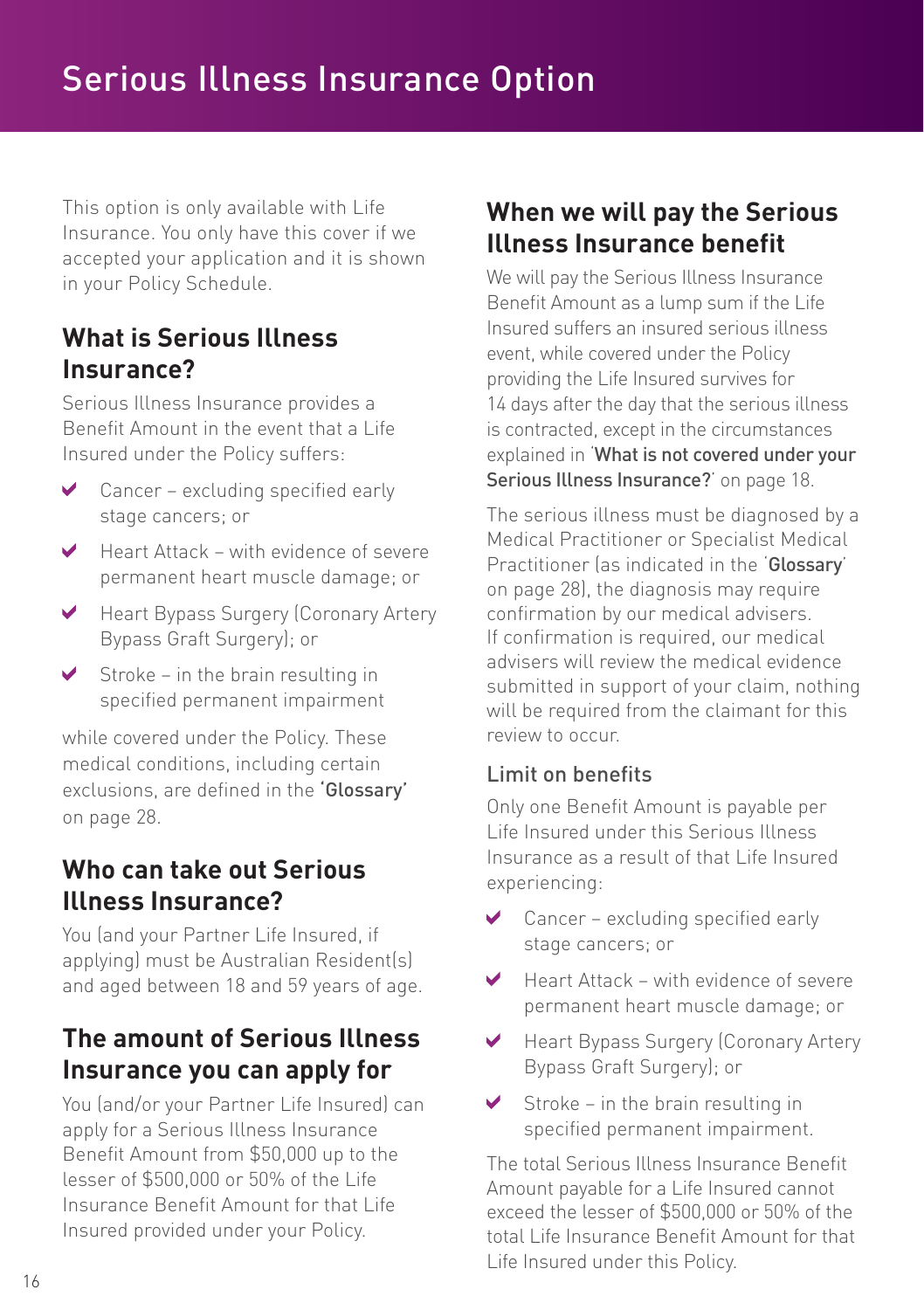# Serious Illness Insurance Option

This option is only available with Life Insurance. You only have this cover if we accepted your application and it is shown in your Policy Schedule.

## What is Serious Illness Insurance?

Serious Illness Insurance provides a Benefit Amount in the event that a Life Insured under the Policy suffers:

- Cancer – excluding specified early stage cancers; or
- Heart Attack – with evidence of severe permanent heart muscle damage; or
- Heart Bypass Surgery (Coronary Artery Bypass Graft Surgery); or
- Stroke – in the brain resulting in specified permanent impairment

while covered under the Policy. These medical conditions, including certain exclusions, are defined in the 'Glossary' on page 28.

## Who can take out Serious Illness Insurance?

You (and your Partner Life Insured, if applying) must be Australian Resident(s) and aged between 18 and 59 years of age.

## The amount of Serious Illness Insurance you can apply for

You (and/or your Partner Life Insured) can apply for a Serious Illness Insurance Benefit Amount from $50,000 up to the lesser of $500,000 or 50% of the Life Insurance Benefit Amount for that Life Insured provided under your Policy.

## When we will pay the Serious Illness Insurance benefit

We will pay the Serious Illness Insurance Benefit Amount as a lump sum if the Life Insured suffers an insured serious illness event, while covered under the Policy providing the Life Insured survives for 14 days after the day that the serious illness is contracted, except in the circumstances explained in '**What is not covered under your Serious Illness Insurance?**' on page 18.

The serious illness must be diagnosed by a Medical Practitioner or Specialist Medical Practitioner (as indicated in the 'Glossary' on page 28), the diagnosis may require confirmation by our medical advisers. If confirmation is required, our medical advisers will review the medical evidence submitted in support of your claim, nothing will be required from the claimant for this review to occur.

### Limit on benefits

Only one Benefit Amount is payable per Life Insured under this Serious Illness Insurance as a result of that Life Insured experiencing:

- Cancer – excluding specified early stage cancers; or
- Heart Attack – with evidence of severe permanent heart muscle damage; or
- Heart Bypass Surgery (Coronary Artery Bypass Graft Surgery); or
- Stroke – in the brain resulting in specified permanent impairment.

The total Serious Illness Insurance Benefit Amount payable for a Life Insured cannot exceed the lesser of $500,000 or 50% of the total Life Insurance Benefit Amount for that Life Insured under this Policy.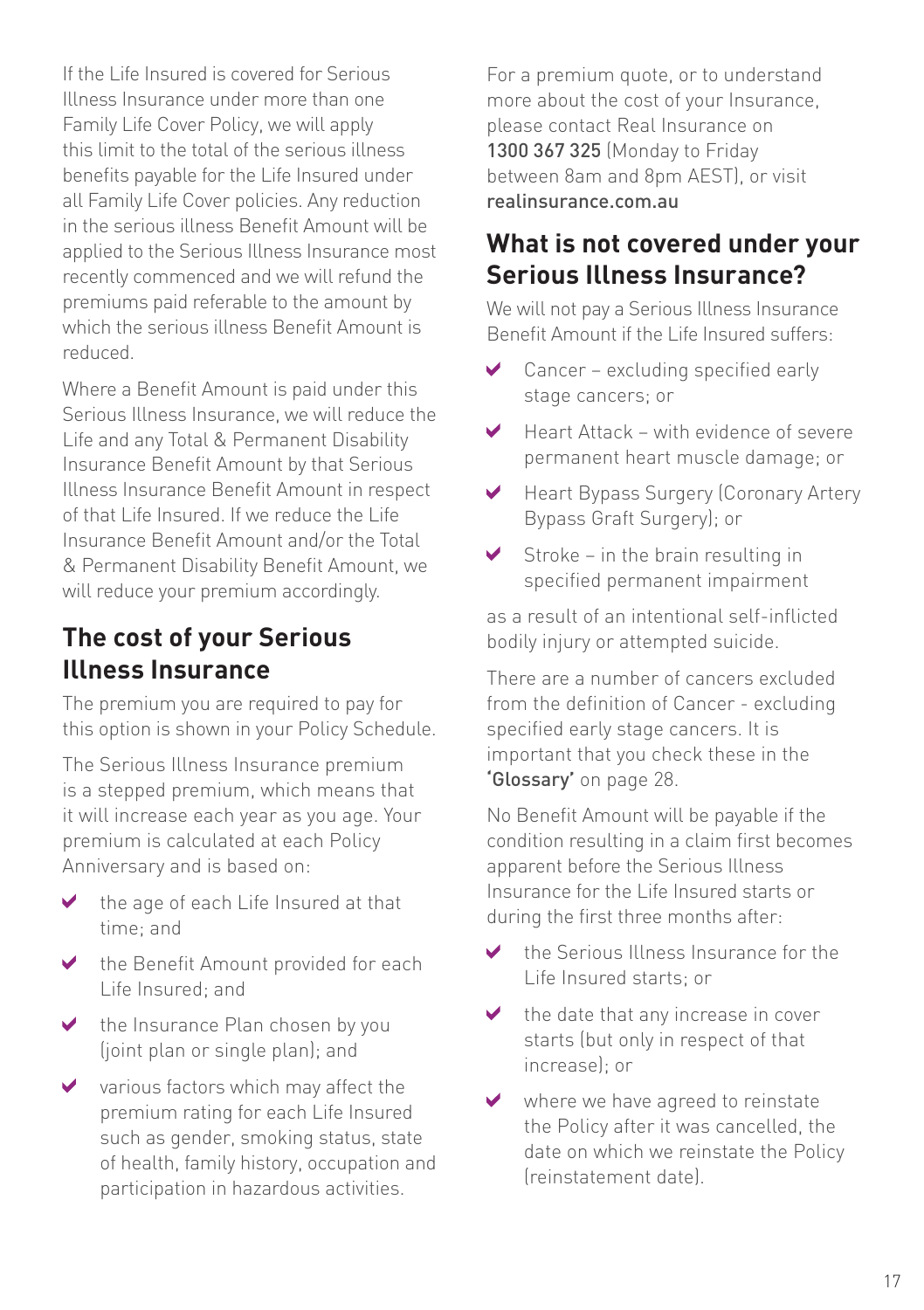If the Life Insured is covered for Serious Illness Insurance under more than one Family Life Cover Policy, we will apply this limit to the total of the serious illness benefits payable for the Life Insured under all Family Life Cover policies. Any reduction in the serious illness Benefit Amount will be applied to the Serious Illness Insurance most recently commenced and we will refund the premiums paid referable to the amount by which the serious illness Benefit Amount is reduced.

Where a Benefit Amount is paid under this Serious Illness Insurance, we will reduce the Life and any Total & Permanent Disability Insurance Benefit Amount by that Serious Illness Insurance Benefit Amount in respect of that Life Insured. If we reduce the Life Insurance Benefit Amount and/or the Total & Permanent Disability Benefit Amount, we will reduce your premium accordingly.

## The cost of your Serious Illness Insurance

The premium you are required to pay for this option is shown in your Policy Schedule.

The Serious Illness Insurance premium is a stepped premium, which means that it will increase each year as you age. Your premium is calculated at each Policy Anniversary and is based on:

- the age of each Life Insured at that time; and
- the Benefit Amount provided for each Life Insured; and
- the Insurance Plan chosen by you (joint plan or single plan); and
- various factors which may affect the premium rating for each Life Insured such as gender, smoking status, state of health, family history, occupation and participation in hazardous activities.

For a premium quote, or to understand more about the cost of your Insurance, please contact Real Insurance on **1300 367 325** (Monday to Friday between 8am and 8pm AEST), or visit **realinsurance.com.au**

## What is not covered under your Serious Illness Insurance?

We will not pay a Serious Illness Insurance Benefit Amount if the Life Insured suffers:

- Cancer – excluding specified early stage cancers; or
- Heart Attack – with evidence of severe permanent heart muscle damage; or
- Heart Bypass Surgery (Coronary Artery Bypass Graft Surgery); or
- Stroke – in the brain resulting in specified permanent impairment

as a result of an intentional self-inflicted bodily injury or attempted suicide.

There are a number of cancers excluded from the definition of Cancer - excluding specified early stage cancers. It is important that you check these in the **'Glossary'** on page 28.

No Benefit Amount will be payable if the condition resulting in a claim first becomes apparent before the Serious Illness Insurance for the Life Insured starts or during the first three months after:

- the Serious Illness Insurance for the Life Insured starts; or
- the date that any increase in cover starts (but only in respect of that increase); or
- where we have agreed to reinstate the Policy after it was cancelled, the date on which we reinstate the Policy (reinstatement date).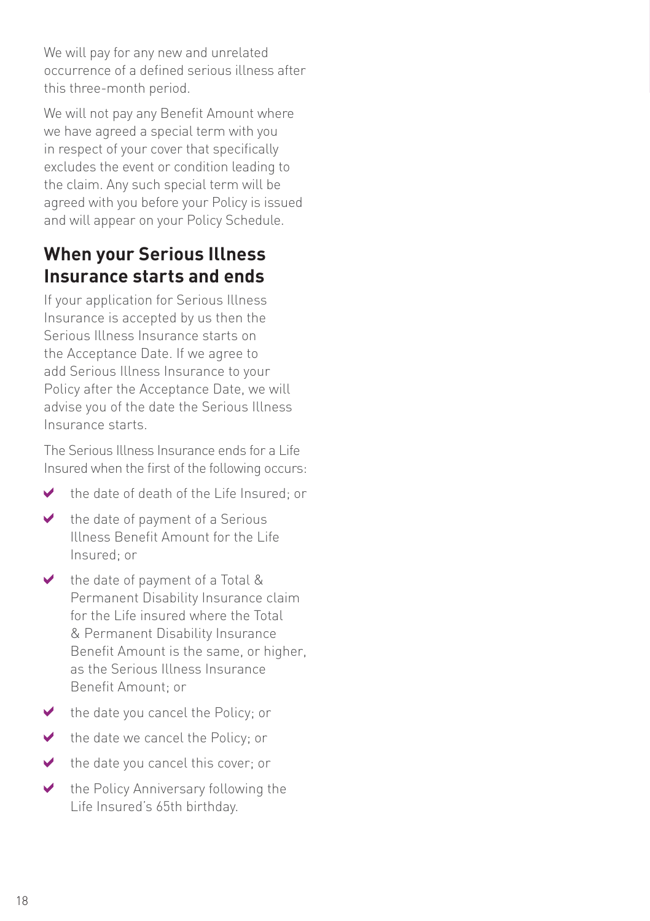We will pay for any new and unrelated occurrence of a defined serious illness after this three-month period.

We will not pay any Benefit Amount where we have agreed a special term with you in respect of your cover that specifically excludes the event or condition leading to the claim. Any such special term will be agreed with you before your Policy is issued and will appear on your Policy Schedule.

## When your Serious Illness Insurance starts and ends

If your application for Serious Illness Insurance is accepted by us then the Serious Illness Insurance starts on the Acceptance Date. If we agree to add Serious Illness Insurance to your Policy after the Acceptance Date, we will advise you of the date the Serious Illness Insurance starts.

The Serious Illness Insurance ends for a Life Insured when the first of the following occurs:

- the date of death of the Life Insured; or
- the date of payment of a Serious Illness Benefit Amount for the Life Insured; or
- the date of payment of a Total & Permanent Disability Insurance claim for the Life insured where the Total & Permanent Disability Insurance Benefit Amount is the same, or higher, as the Serious Illness Insurance Benefit Amount; or
- the date you cancel the Policy; or
- the date we cancel the Policy; or
- the date you cancel this cover; or
- the Policy Anniversary following the Life Insured's 65th birthday.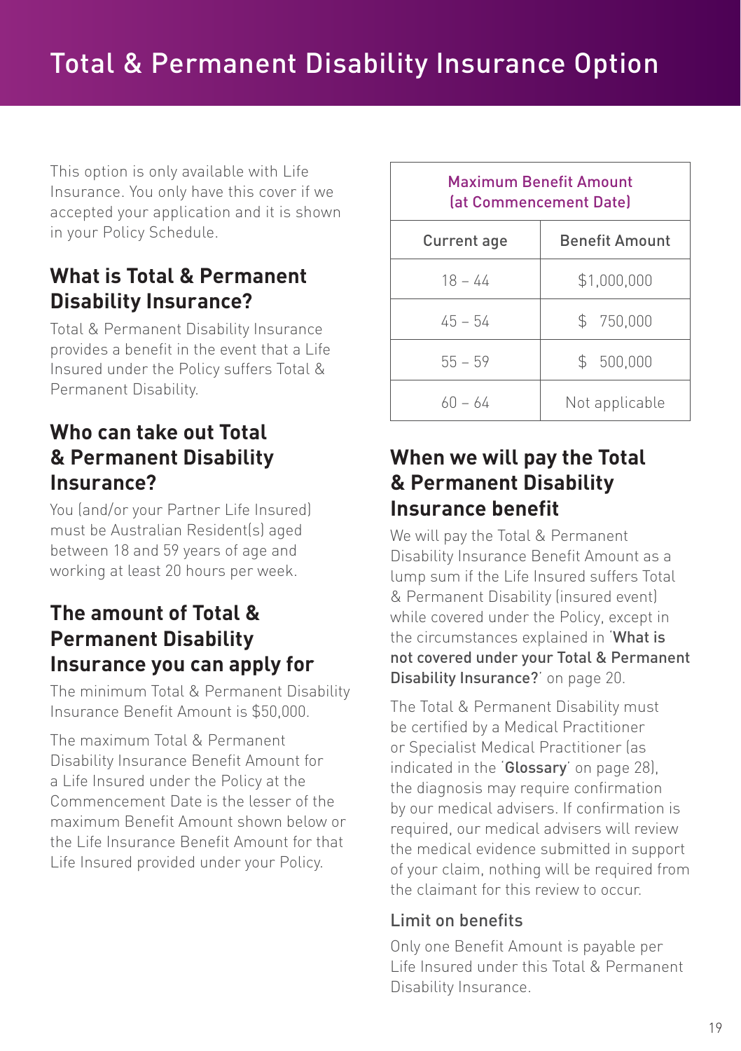# Total & Permanent Disability Insurance Option

This option is only available with Life Insurance. You only have this cover if we accepted your application and it is shown in your Policy Schedule.

## What is Total & Permanent Disability Insurance?

Total & Permanent Disability Insurance provides a benefit in the event that a Life Insured under the Policy suffers Total & Permanent Disability.

## Who can take out Total & Permanent Disability Insurance?

You (and/or your Partner Life Insured) must be Australian Resident(s) aged between 18 and 59 years of age and working at least 20 hours per week.

## The amount of Total & Permanent Disability Insurance you can apply for

The minimum Total & Permanent Disability Insurance Benefit Amount is $50,000.

The maximum Total & Permanent Disability Insurance Benefit Amount for a Life Insured under the Policy at the Commencement Date is the lesser of the maximum Benefit Amount shown below or the Life Insurance Benefit Amount for that Life Insured provided under your Policy.

| Maximum Benefit Amount (at Commencement Date) | |
|---|---|
| **Current age** | **Benefit Amount** |
| 18 – 44 | $1,000,000 |
| 45 – 54 | $ 750,000 |
| 55 – 59 | $ 500,000 |
| 60 – 64 | Not applicable |

## When we will pay the Total & Permanent Disability Insurance benefit

We will pay the Total & Permanent Disability Insurance Benefit Amount as a lump sum if the Life Insured suffers Total & Permanent Disability (insured event) while covered under the Policy, except in the circumstances explained in '**What is not covered under your Total & Permanent Disability Insurance?**' on page 20.

The Total & Permanent Disability must be certified by a Medical Practitioner or Specialist Medical Practitioner (as indicated in the '**Glossary**' on page 28), the diagnosis may require confirmation by our medical advisers. If confirmation is required, our medical advisers will review the medical evidence submitted in support of your claim, nothing will be required from the claimant for this review to occur.

### Limit on benefits

Only one Benefit Amount is payable per Life Insured under this Total & Permanent Disability Insurance.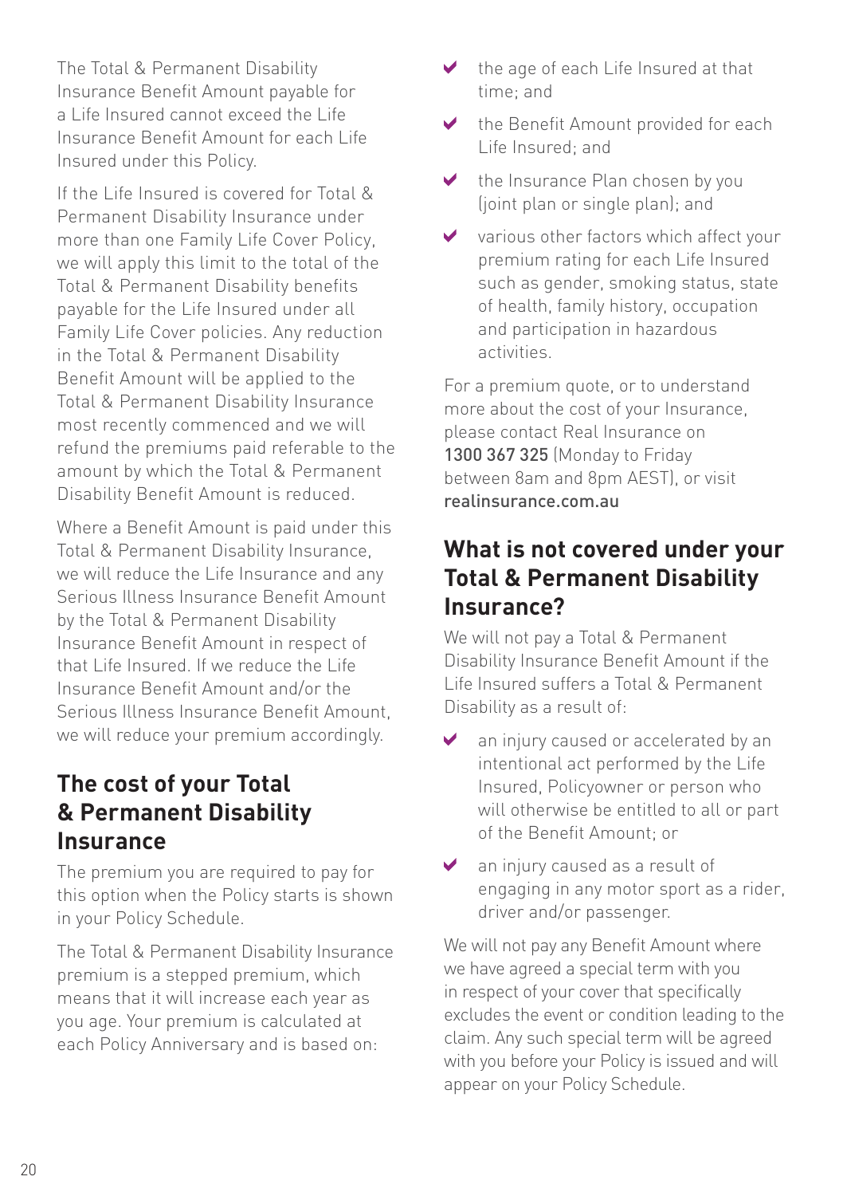The Total & Permanent Disability Insurance Benefit Amount payable for a Life Insured cannot exceed the Life Insurance Benefit Amount for each Life Insured under this Policy.

If the Life Insured is covered for Total & Permanent Disability Insurance under more than one Family Life Cover Policy, we will apply this limit to the total of the Total & Permanent Disability benefits payable for the Life Insured under all Family Life Cover policies. Any reduction in the Total & Permanent Disability Benefit Amount will be applied to the Total & Permanent Disability Insurance most recently commenced and we will refund the premiums paid referable to the amount by which the Total & Permanent Disability Benefit Amount is reduced.

Where a Benefit Amount is paid under this Total & Permanent Disability Insurance, we will reduce the Life Insurance and any Serious Illness Insurance Benefit Amount by the Total & Permanent Disability Insurance Benefit Amount in respect of that Life Insured. If we reduce the Life Insurance Benefit Amount and/or the Serious Illness Insurance Benefit Amount, we will reduce your premium accordingly.

## The cost of your Total & Permanent Disability Insurance

The premium you are required to pay for this option when the Policy starts is shown in your Policy Schedule.

The Total & Permanent Disability Insurance premium is a stepped premium, which means that it will increase each year as you age. Your premium is calculated at each Policy Anniversary and is based on:

- the age of each Life Insured at that time; and
- the Benefit Amount provided for each Life Insured; and
- the Insurance Plan chosen by you (joint plan or single plan); and
- various other factors which affect your premium rating for each Life Insured such as gender, smoking status, state of health, family history, occupation and participation in hazardous activities.

For a premium quote, or to understand more about the cost of your Insurance, please contact Real Insurance on **1300 367 325** (Monday to Friday between 8am and 8pm AEST), or visit **realinsurance.com.au**

## What is not covered under your Total & Permanent Disability Insurance?

We will not pay a Total & Permanent Disability Insurance Benefit Amount if the Life Insured suffers a Total & Permanent Disability as a result of:

- an injury caused or accelerated by an intentional act performed by the Life Insured, Policyowner or person who will otherwise be entitled to all or part of the Benefit Amount; or
- an injury caused as a result of engaging in any motor sport as a rider, driver and/or passenger.

We will not pay any Benefit Amount where we have agreed a special term with you in respect of your cover that specifically excludes the event or condition leading to the claim. Any such special term will be agreed with you before your Policy is issued and will appear on your Policy Schedule.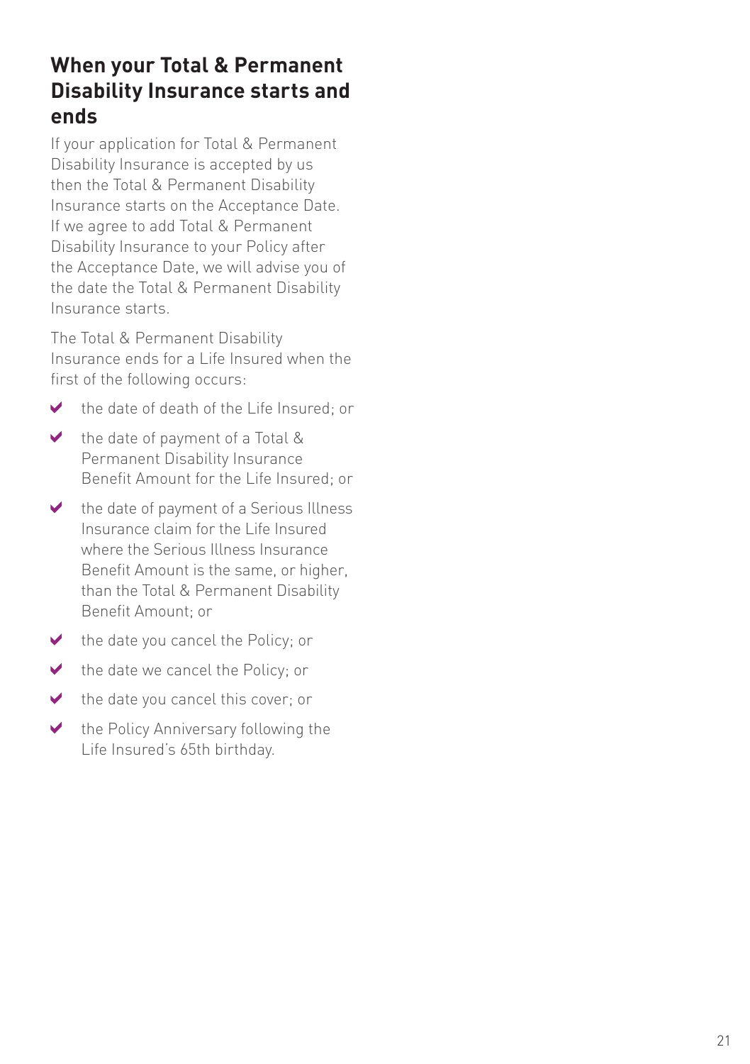## When your Total & Permanent Disability Insurance starts and ends

If your application for Total & Permanent Disability Insurance is accepted by us then the Total & Permanent Disability Insurance starts on the Acceptance Date. If we agree to add Total & Permanent Disability Insurance to your Policy after the Acceptance Date, we will advise you of the date the Total & Permanent Disability Insurance starts.

The Total & Permanent Disability Insurance ends for a Life Insured when the first of the following occurs:

- the date of death of the Life Insured; or
- the date of payment of a Total & Permanent Disability Insurance Benefit Amount for the Life Insured; or
- the date of payment of a Serious Illness Insurance claim for the Life Insured where the Serious Illness Insurance Benefit Amount is the same, or higher, than the Total & Permanent Disability Benefit Amount; or
- the date you cancel the Policy; or
- the date we cancel the Policy; or
- the date you cancel this cover; or
- the Policy Anniversary following the Life Insured's 65th birthday.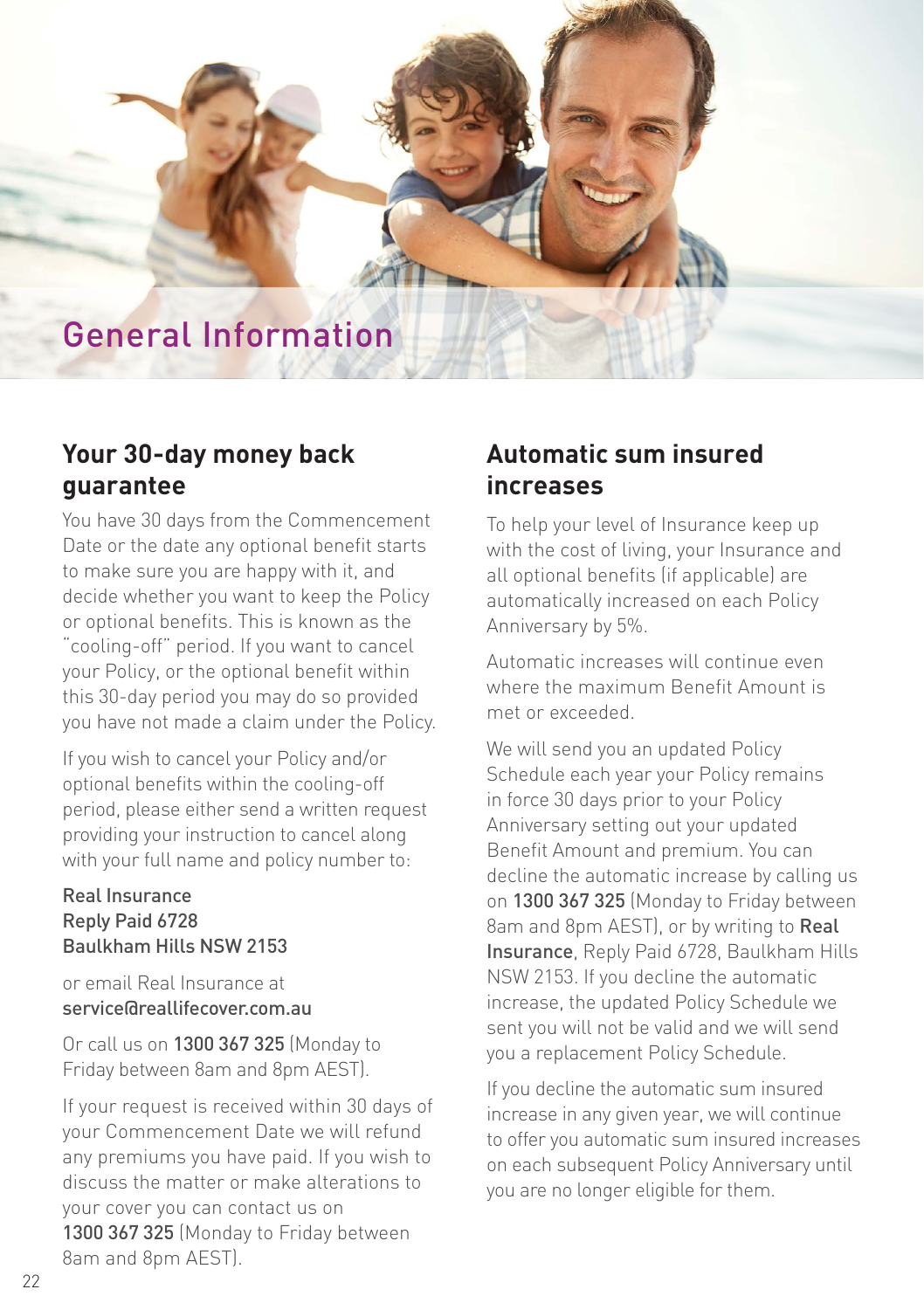# General Information

## Your 30-day money back guarantee

You have 30 days from the Commencement Date or the date any optional benefit starts to make sure you are happy with it, and decide whether you want to keep the Policy or optional benefits. This is known as the "cooling-off" period. If you want to cancel your Policy, or the optional benefit within this 30-day period you may do so provided you have not made a claim under the Policy.

If you wish to cancel your Policy and/or optional benefits within the cooling-off period, please either send a written request providing your instruction to cancel along with your full name and policy number to:

Real Insurance
Reply Paid 6728
Baulkham Hills NSW 2153

or email Real Insurance at
service@reallifecover.com.au

Or call us on 1300 367 325 (Monday to Friday between 8am and 8pm AEST).

If your request is received within 30 days of your Commencement Date we will refund any premiums you have paid. If you wish to discuss the matter or make alterations to your cover you can contact us on 1300 367 325 (Monday to Friday between 8am and 8pm AEST).

## Automatic sum insured increases

To help your level of Insurance keep up with the cost of living, your Insurance and all optional benefits (if applicable) are automatically increased on each Policy Anniversary by 5%.

Automatic increases will continue even where the maximum Benefit Amount is met or exceeded.

We will send you an updated Policy Schedule each year your Policy remains in force 30 days prior to your Policy Anniversary setting out your updated Benefit Amount and premium. You can decline the automatic increase by calling us on 1300 367 325 (Monday to Friday between 8am and 8pm AEST), or by writing to **Real Insurance**, Reply Paid 6728, Baulkham Hills NSW 2153. If you decline the automatic increase, the updated Policy Schedule we sent you will not be valid and we will send you a replacement Policy Schedule.

If you decline the automatic sum insured increase in any given year, we will continue to offer you automatic sum insured increases on each subsequent Policy Anniversary until you are no longer eligible for them.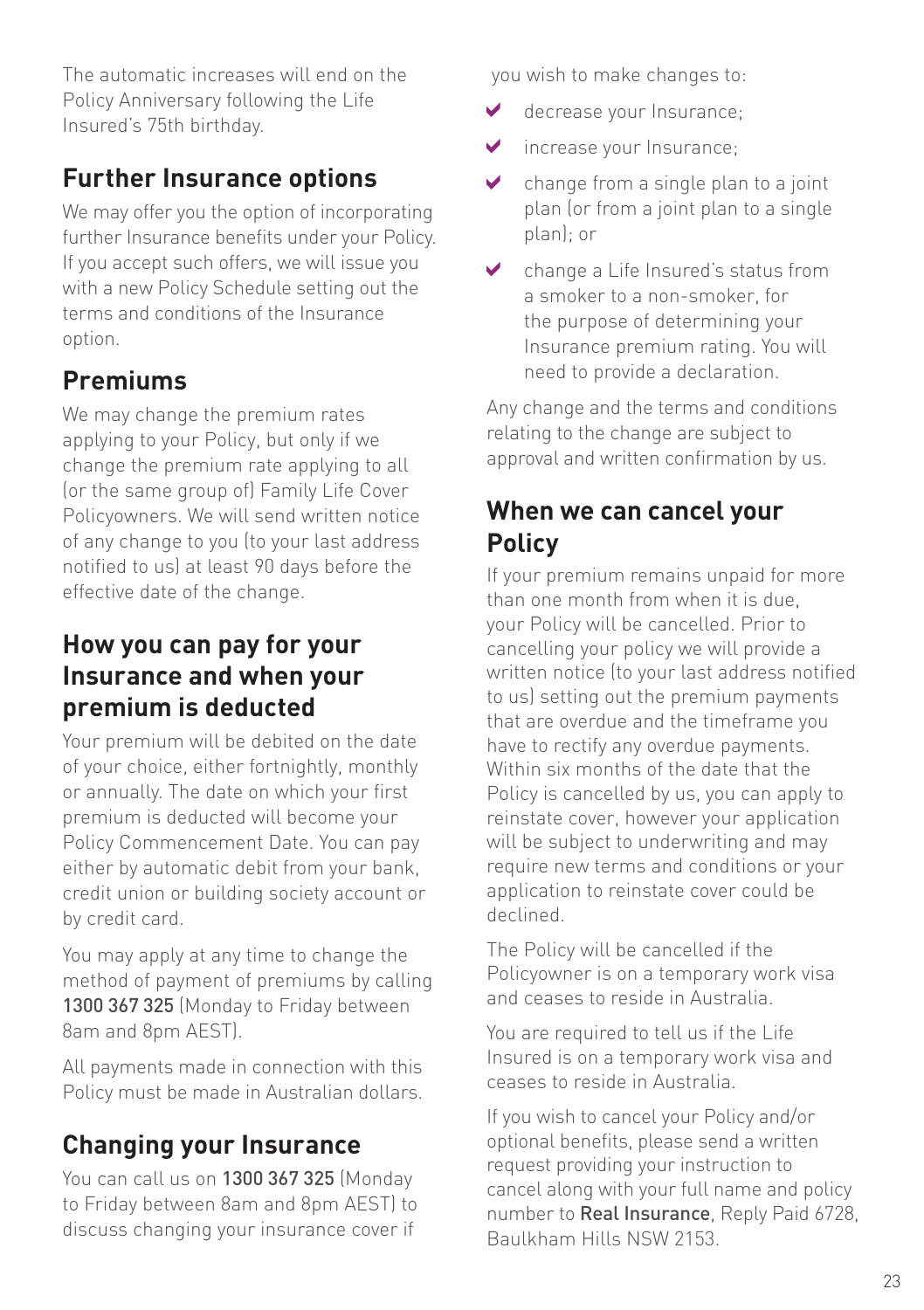The automatic increases will end on the Policy Anniversary following the Life Insured's 75th birthday.

## Further Insurance options

We may offer you the option of incorporating further Insurance benefits under your Policy. If you accept such offers, we will issue you with a new Policy Schedule setting out the terms and conditions of the Insurance option.

## Premiums

We may change the premium rates applying to your Policy, but only if we change the premium rate applying to all (or the same group of) Family Life Cover Policyowners. We will send written notice of any change to you (to your last address notified to us) at least 90 days before the effective date of the change.

## How you can pay for your Insurance and when your premium is deducted

Your premium will be debited on the date of your choice, either fortnightly, monthly or annually. The date on which your first premium is deducted will become your Policy Commencement Date. You can pay either by automatic debit from your bank, credit union or building society account or by credit card.

You may apply at any time to change the method of payment of premiums by calling **1300 367 325** (Monday to Friday between 8am and 8pm AEST).

All payments made in connection with this Policy must be made in Australian dollars.

## Changing your Insurance

You can call us on **1300 367 325** (Monday to Friday between 8am and 8pm AEST) to discuss changing your insurance cover if you wish to make changes to:

- decrease your Insurance;
- increase your Insurance;
- change from a single plan to a joint plan (or from a joint plan to a single plan); or
- change a Life Insured's status from a smoker to a non-smoker, for the purpose of determining your Insurance premium rating. You will need to provide a declaration.

Any change and the terms and conditions relating to the change are subject to approval and written confirmation by us.

## When we can cancel your Policy

If your premium remains unpaid for more than one month from when it is due, your Policy will be cancelled. Prior to cancelling your policy we will provide a written notice (to your last address notified to us) setting out the premium payments that are overdue and the timeframe you have to rectify any overdue payments. Within six months of the date that the Policy is cancelled by us, you can apply to reinstate cover, however your application will be subject to underwriting and may require new terms and conditions or your application to reinstate cover could be declined.

The Policy will be cancelled if the Policyowner is on a temporary work visa and ceases to reside in Australia.

You are required to tell us if the Life Insured is on a temporary work visa and ceases to reside in Australia.

If you wish to cancel your Policy and/or optional benefits, please send a written request providing your instruction to cancel along with your full name and policy number to **Real Insurance**, Reply Paid 6728, Baulkham Hills NSW 2153.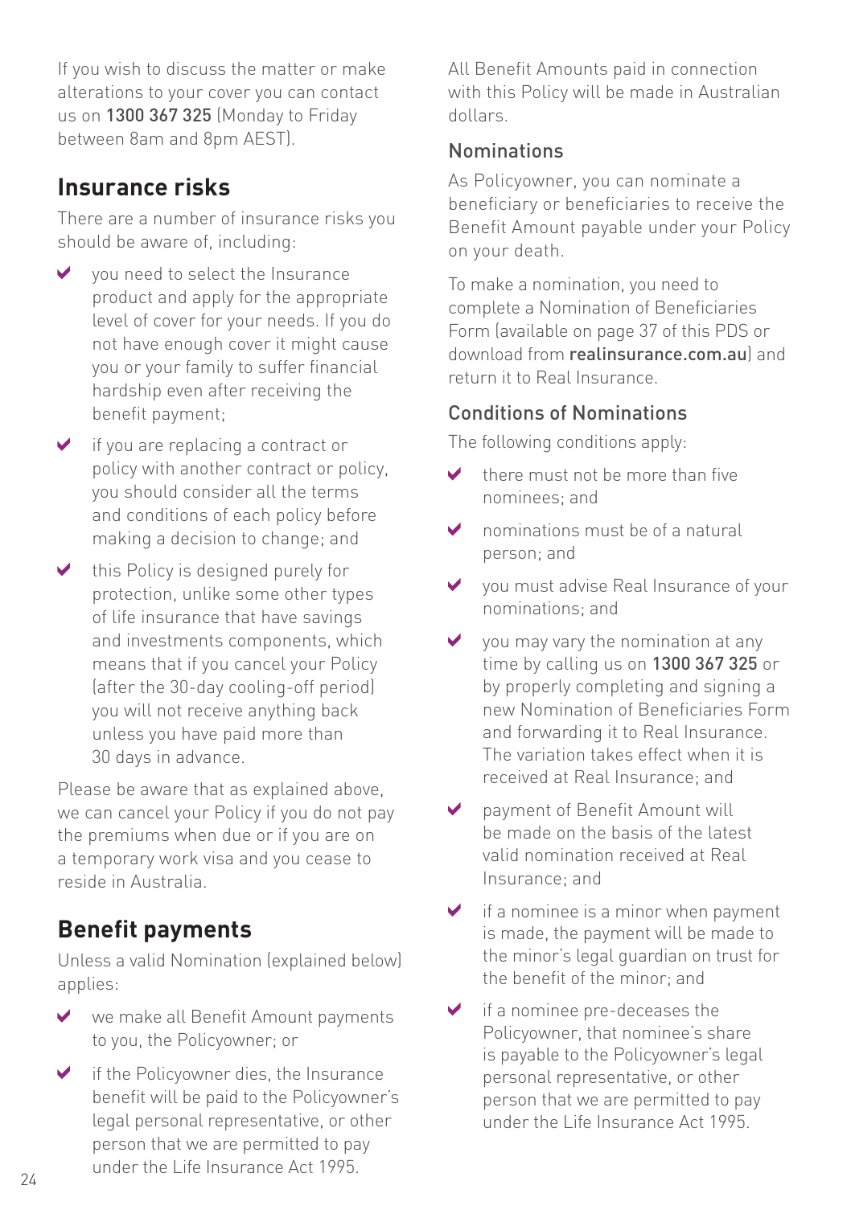If you wish to discuss the matter or make alterations to your cover you can contact us on 1300 367 325 (Monday to Friday between 8am and 8pm AEST).

## Insurance risks

There are a number of insurance risks you should be aware of, including:

- you need to select the Insurance product and apply for the appropriate level of cover for your needs. If you do not have enough cover it might cause you or your family to suffer financial hardship even after receiving the benefit payment;
- if you are replacing a contract or policy with another contract or policy, you should consider all the terms and conditions of each policy before making a decision to change; and
- this Policy is designed purely for protection, unlike some other types of life insurance that have savings and investments components, which means that if you cancel your Policy (after the 30-day cooling-off period) you will not receive anything back unless you have paid more than 30 days in advance.

Please be aware that as explained above, we can cancel your Policy if you do not pay the premiums when due or if you are on a temporary work visa and you cease to reside in Australia.

## Benefit payments

Unless a valid Nomination (explained below) applies:

- we make all Benefit Amount payments to you, the Policyowner; or
- if the Policyowner dies, the Insurance benefit will be paid to the Policyowner's legal personal representative, or other person that we are permitted to pay under the Life Insurance Act 1995.

All Benefit Amounts paid in connection with this Policy will be made in Australian dollars.

### Nominations

As Policyowner, you can nominate a beneficiary or beneficiaries to receive the Benefit Amount payable under your Policy on your death.

To make a nomination, you need to complete a Nomination of Beneficiaries Form (available on page 37 of this PDS or download from realinsurance.com.au) and return it to Real Insurance.

### Conditions of Nominations

The following conditions apply:

- there must not be more than five nominees; and
- nominations must be of a natural person; and
- you must advise Real Insurance of your nominations; and
- you may vary the nomination at any time by calling us on 1300 367 325 or by properly completing and signing a new Nomination of Beneficiaries Form and forwarding it to Real Insurance. The variation takes effect when it is received at Real Insurance; and
- payment of Benefit Amount will be made on the basis of the latest valid nomination received at Real Insurance; and
- if a nominee is a minor when payment is made, the payment will be made to the minor's legal guardian on trust for the benefit of the minor; and
- if a nominee pre-deceases the Policyowner, that nominee's share is payable to the Policyowner's legal personal representative, or other person that we are permitted to pay under the Life Insurance Act 1995.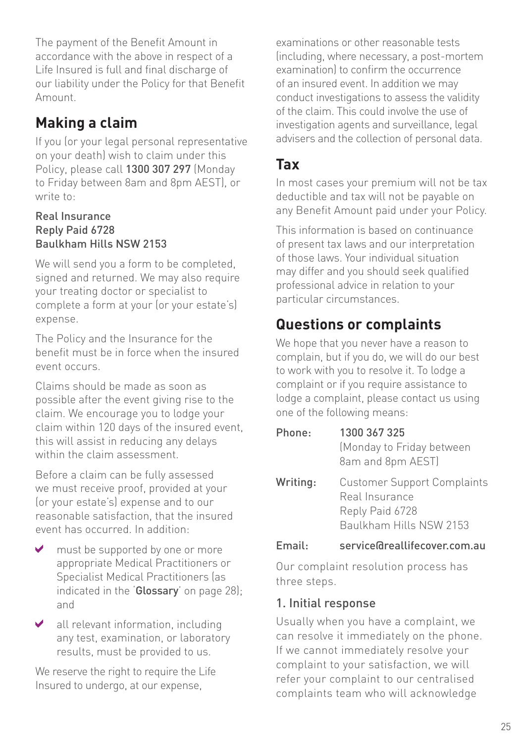The payment of the Benefit Amount in accordance with the above in respect of a Life Insured is full and final discharge of our liability under the Policy for that Benefit Amount.

## Making a claim

If you (or your legal personal representative on your death) wish to claim under this Policy, please call **1300 307 297** (Monday to Friday between 8am and 8pm AEST), or write to:

**Real Insurance**
**Reply Paid 6728**
**Baulkham Hills NSW 2153**

We will send you a form to be completed, signed and returned. We may also require your treating doctor or specialist to complete a form at your (or your estate's) expense.

The Policy and the Insurance for the benefit must be in force when the insured event occurs.

Claims should be made as soon as possible after the event giving rise to the claim. We encourage you to lodge your claim within 120 days of the insured event, this will assist in reducing any delays within the claim assessment.

Before a claim can be fully assessed we must receive proof, provided at your (or your estate's) expense and to our reasonable satisfaction, that the insured event has occurred. In addition:

- must be supported by one or more appropriate Medical Practitioners or Specialist Medical Practitioners (as indicated in the '**Glossary**' on page 28); and
- all relevant information, including any test, examination, or laboratory results, must be provided to us.

We reserve the right to require the Life Insured to undergo, at our expense, examinations or other reasonable tests (including, where necessary, a post-mortem examination) to confirm the occurrence of an insured event. In addition we may conduct investigations to assess the validity of the claim. This could involve the use of investigation agents and surveillance, legal advisers and the collection of personal data.

## Tax

In most cases your premium will not be tax deductible and tax will not be payable on any Benefit Amount paid under your Policy.

This information is based on continuance of present tax laws and our interpretation of those laws. Your individual situation may differ and you should seek qualified professional advice in relation to your particular circumstances.

## Questions or complaints

We hope that you never have a reason to complain, but if you do, we will do our best to work with you to resolve it. To lodge a complaint or if you require assistance to lodge a complaint, please contact us using one of the following means:

| | |
|---|---|
| Phone: | 1300 367 325 (Monday to Friday between 8am and 8pm AEST) |
| Writing: | Customer Support Complaints, Real Insurance, Reply Paid 6728, Baulkham Hills NSW 2153 |
| Email: | service@reallifecover.com.au |

Our complaint resolution process has three steps.

### 1. Initial response

Usually when you have a complaint, we can resolve it immediately on the phone. If we cannot immediately resolve your complaint to your satisfaction, we will refer your complaint to our centralised complaints team who will acknowledge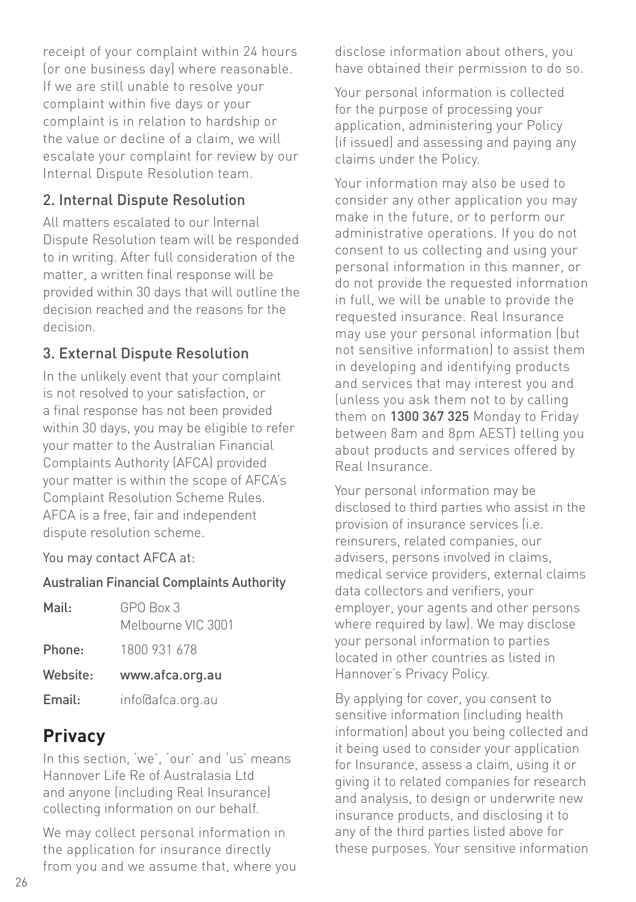receipt of your complaint within 24 hours (or one business day) where reasonable. If we are still unable to resolve your complaint within five days or your complaint is in relation to hardship or the value or decline of a claim, we will escalate your complaint for review by our Internal Dispute Resolution team.

### 2. Internal Dispute Resolution

All matters escalated to our Internal Dispute Resolution team will be responded to in writing. After full consideration of the matter, a written final response will be provided within 30 days that will outline the decision reached and the reasons for the decision.

### 3. External Dispute Resolution

In the unlikely event that your complaint is not resolved to your satisfaction, or a final response has not been provided within 30 days, you may be eligible to refer your matter to the Australian Financial Complaints Authority (AFCA) provided your matter is within the scope of AFCA's Complaint Resolution Scheme Rules. AFCA is a free, fair and independent dispute resolution scheme.

You may contact AFCA at:

**Australian Financial Complaints Authority**

| | |
|---|---|
| **Mail:** | GPO Box 3<br>Melbourne VIC 3001 |
| **Phone:** | 1800 931 678 |
| **Website:** | **www.afca.org.au** |
| **Email:** | info@afca.org.au |

## Privacy

In this section, 'we', 'our' and 'us' means Hannover Life Re of Australasia Ltd and anyone (including Real Insurance) collecting information on our behalf.

We may collect personal information in the application for insurance directly from you and we assume that, where you disclose information about others, you have obtained their permission to do so.

Your personal information is collected for the purpose of processing your application, administering your Policy (if issued) and assessing and paying any claims under the Policy.

Your information may also be used to consider any other application you may make in the future, or to perform our administrative operations. If you do not consent to us collecting and using your personal information in this manner, or do not provide the requested information in full, we will be unable to provide the requested insurance. Real Insurance may use your personal information (but not sensitive information) to assist them in developing and identifying products and services that may interest you and (unless you ask them not to by calling them on **1300 367 325** Monday to Friday between 8am and 8pm AEST) telling you about products and services offered by Real Insurance.

Your personal information may be disclosed to third parties who assist in the provision of insurance services (i.e. reinsurers, related companies, our advisers, persons involved in claims, medical service providers, external claims data collectors and verifiers, your employer, your agents and other persons where required by law). We may disclose your personal information to parties located in other countries as listed in Hannover's Privacy Policy.

By applying for cover, you consent to sensitive information (including health information) about you being collected and it being used to consider your application for Insurance, assess a claim, using it or giving it to related companies for research and analysis, to design or underwrite new insurance products, and disclosing it to any of the third parties listed above for these purposes. Your sensitive information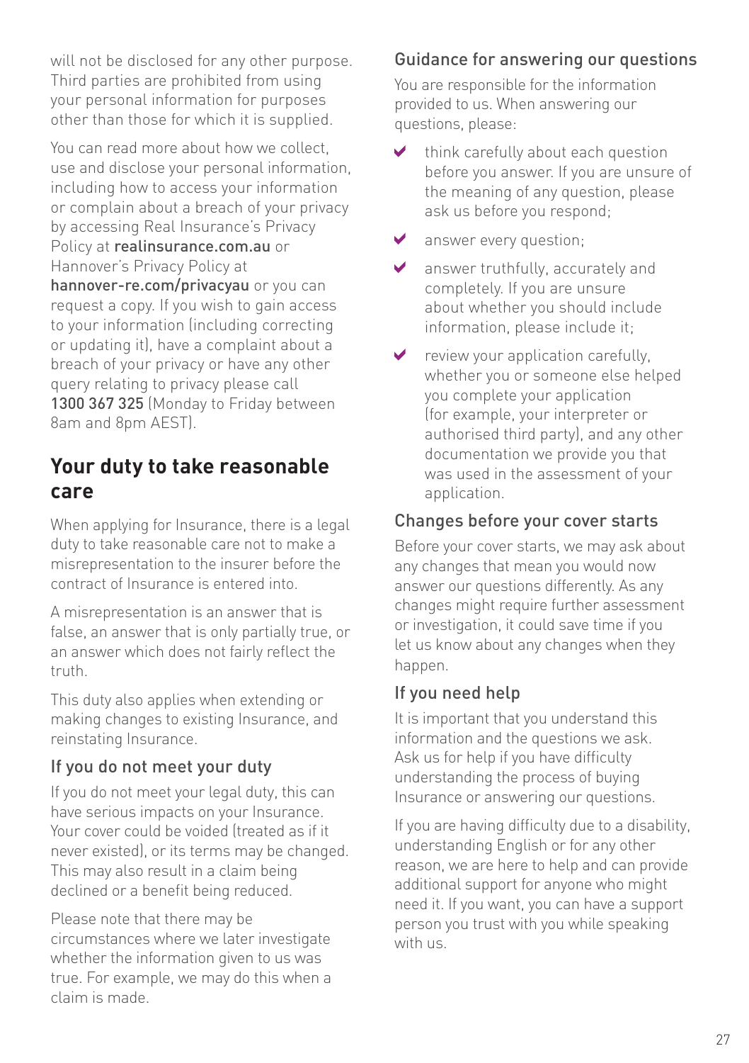will not be disclosed for any other purpose. Third parties are prohibited from using your personal information for purposes other than those for which it is supplied.

You can read more about how we collect, use and disclose your personal information, including how to access your information or complain about a breach of your privacy by accessing Real Insurance's Privacy Policy at **realinsurance.com.au** or Hannover's Privacy Policy at **hannover-re.com/privacyau** or you can request a copy. If you wish to gain access to your information (including correcting or updating it), have a complaint about a breach of your privacy or have any other query relating to privacy please call **1300 367 325** (Monday to Friday between 8am and 8pm AEST).

## Your duty to take reasonable care

When applying for Insurance, there is a legal duty to take reasonable care not to make a misrepresentation to the insurer before the contract of Insurance is entered into.

A misrepresentation is an answer that is false, an answer that is only partially true, or an answer which does not fairly reflect the truth.

This duty also applies when extending or making changes to existing Insurance, and reinstating Insurance.

### If you do not meet your duty

If you do not meet your legal duty, this can have serious impacts on your Insurance. Your cover could be voided (treated as if it never existed), or its terms may be changed. This may also result in a claim being declined or a benefit being reduced.

Please note that there may be circumstances where we later investigate whether the information given to us was true. For example, we may do this when a claim is made.

### Guidance for answering our questions

You are responsible for the information provided to us. When answering our questions, please:

- ✔ think carefully about each question before you answer. If you are unsure of the meaning of any question, please ask us before you respond;
- ✔ answer every question;
- ✔ answer truthfully, accurately and completely. If you are unsure about whether you should include information, please include it;
- ✔ review your application carefully, whether you or someone else helped you complete your application (for example, your interpreter or authorised third party), and any other documentation we provide you that was used in the assessment of your application.

### Changes before your cover starts

Before your cover starts, we may ask about any changes that mean you would now answer our questions differently. As any changes might require further assessment or investigation, it could save time if you let us know about any changes when they happen.

### If you need help

It is important that you understand this information and the questions we ask. Ask us for help if you have difficulty understanding the process of buying Insurance or answering our questions.

If you are having difficulty due to a disability, understanding English or for any other reason, we are here to help and can provide additional support for anyone who might need it. If you want, you can have a support person you trust with you while speaking with us.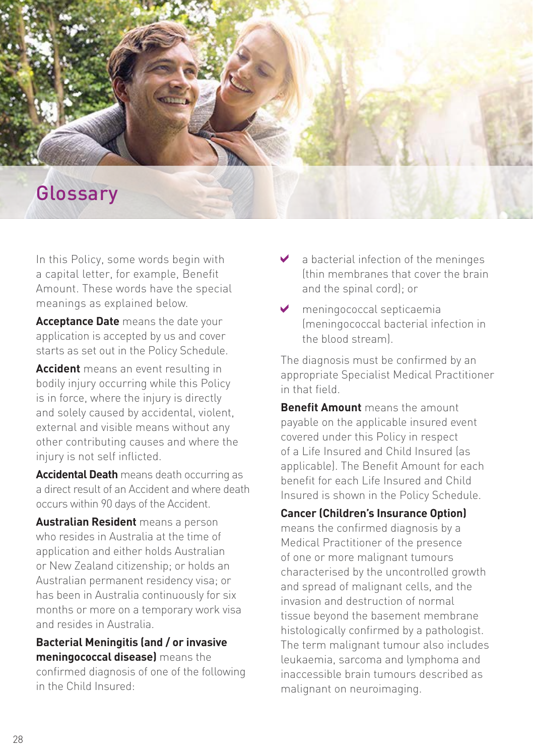# Glossary

In this Policy, some words begin with a capital letter, for example, Benefit Amount. These words have the special meanings as explained below.

**Acceptance Date** means the date your application is accepted by us and cover starts as set out in the Policy Schedule.

**Accident** means an event resulting in bodily injury occurring while this Policy is in force, where the injury is directly and solely caused by accidental, violent, external and visible means without any other contributing causes and where the injury is not self inflicted.

**Accidental Death** means death occurring as a direct result of an Accident and where death occurs within 90 days of the Accident.

**Australian Resident** means a person who resides in Australia at the time of application and either holds Australian or New Zealand citizenship; or holds an Australian permanent residency visa; or has been in Australia continuously for six months or more on a temporary work visa and resides in Australia.

**Bacterial Meningitis (and / or invasive meningococcal disease)** means the confirmed diagnosis of one of the following in the Child Insured:

- a bacterial infection of the meninges (thin membranes that cover the brain and the spinal cord); or
- meningococcal septicaemia (meningococcal bacterial infection in the blood stream).

The diagnosis must be confirmed by an appropriate Specialist Medical Practitioner in that field.

**Benefit Amount** means the amount payable on the applicable insured event covered under this Policy in respect of a Life Insured and Child Insured (as applicable). The Benefit Amount for each benefit for each Life Insured and Child Insured is shown in the Policy Schedule.

**Cancer (Children's Insurance Option)** means the confirmed diagnosis by a Medical Practitioner of the presence of one or more malignant tumours characterised by the uncontrolled growth and spread of malignant cells, and the invasion and destruction of normal tissue beyond the basement membrane histologically confirmed by a pathologist. The term malignant tumour also includes leukaemia, sarcoma and lymphoma and inaccessible brain tumours described as malignant on neuroimaging.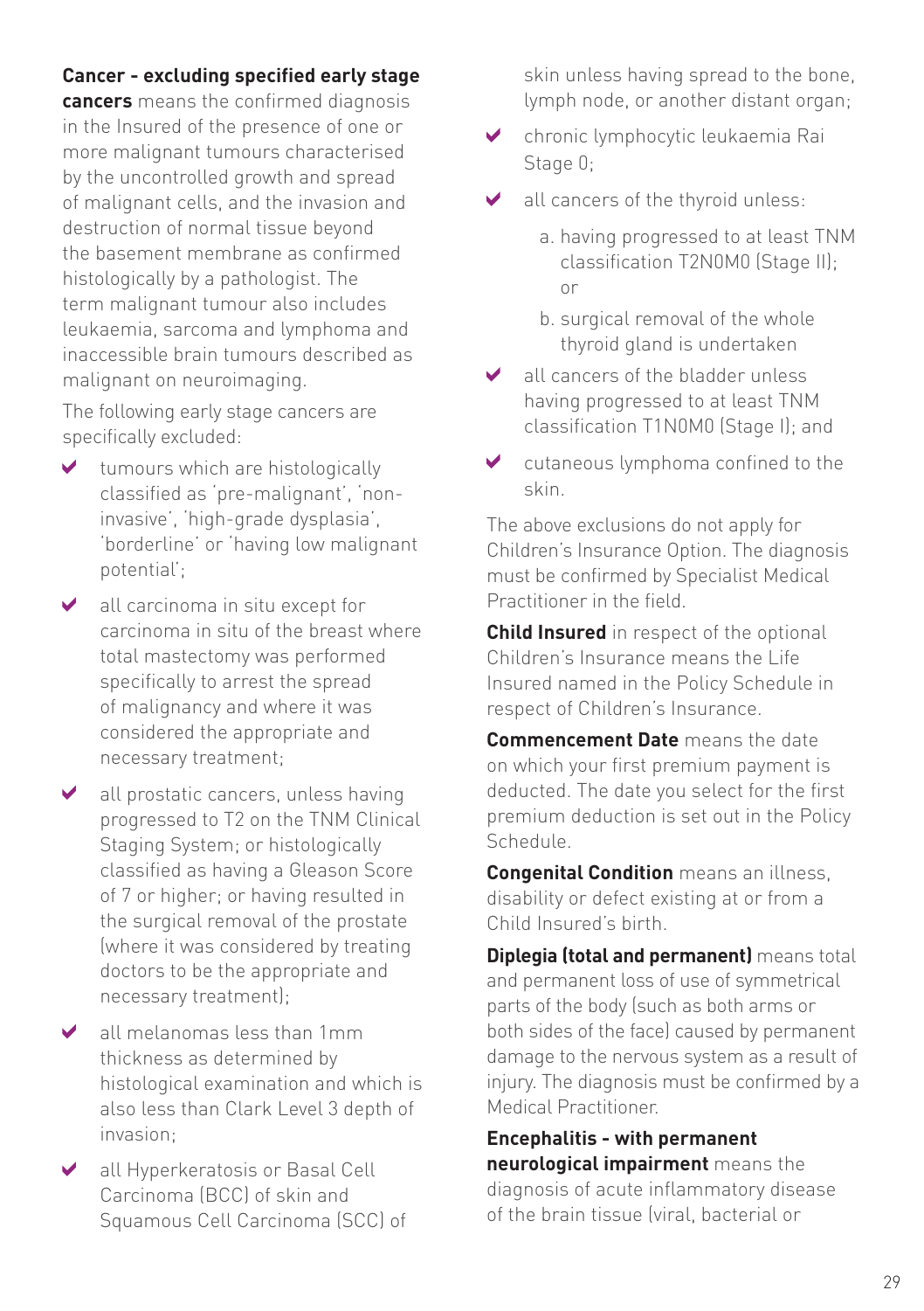**Cancer - excluding specified early stage cancers** means the confirmed diagnosis in the Insured of the presence of one or more malignant tumours characterised by the uncontrolled growth and spread of malignant cells, and the invasion and destruction of normal tissue beyond the basement membrane as confirmed histologically by a pathologist. The term malignant tumour also includes leukaemia, sarcoma and lymphoma and inaccessible brain tumours described as malignant on neuroimaging.

The following early stage cancers are specifically excluded:

- ✔ tumours which are histologically classified as 'pre-malignant', 'non-invasive', 'high-grade dysplasia', 'borderline' or 'having low malignant potential';
- ✔ all carcinoma in situ except for carcinoma in situ of the breast where total mastectomy was performed specifically to arrest the spread of malignancy and where it was considered the appropriate and necessary treatment;
- ✔ all prostatic cancers, unless having progressed to T2 on the TNM Clinical Staging System; or histologically classified as having a Gleason Score of 7 or higher; or having resulted in the surgical removal of the prostate (where it was considered by treating doctors to be the appropriate and necessary treatment);
- ✔ all melanomas less than 1mm thickness as determined by histological examination and which is also less than Clark Level 3 depth of invasion;
- ✔ all Hyperkeratosis or Basal Cell Carcinoma (BCC) of skin and Squamous Cell Carcinoma (SCC) of skin unless having spread to the bone, lymph node, or another distant organ;
- ✔ chronic lymphocytic leukaemia Rai Stage 0;
- ✔ all cancers of the thyroid unless:
  - a. having progressed to at least TNM classification T2N0M0 (Stage II); or
  - b. surgical removal of the whole thyroid gland is undertaken
- ✔ all cancers of the bladder unless having progressed to at least TNM classification T1N0M0 (Stage I); and
- ✔ cutaneous lymphoma confined to the skin.

The above exclusions do not apply for Children's Insurance Option. The diagnosis must be confirmed by Specialist Medical Practitioner in the field.

**Child Insured** in respect of the optional Children's Insurance means the Life Insured named in the Policy Schedule in respect of Children's Insurance.

**Commencement Date** means the date on which your first premium payment is deducted. The date you select for the first premium deduction is set out in the Policy Schedule.

**Congenital Condition** means an illness, disability or defect existing at or from a Child Insured's birth.

**Diplegia (total and permanent)** means total and permanent loss of use of symmetrical parts of the body (such as both arms or both sides of the face) caused by permanent damage to the nervous system as a result of injury. The diagnosis must be confirmed by a Medical Practitioner.

**Encephalitis - with permanent neurological impairment** means the diagnosis of acute inflammatory disease of the brain tissue (viral, bacterial or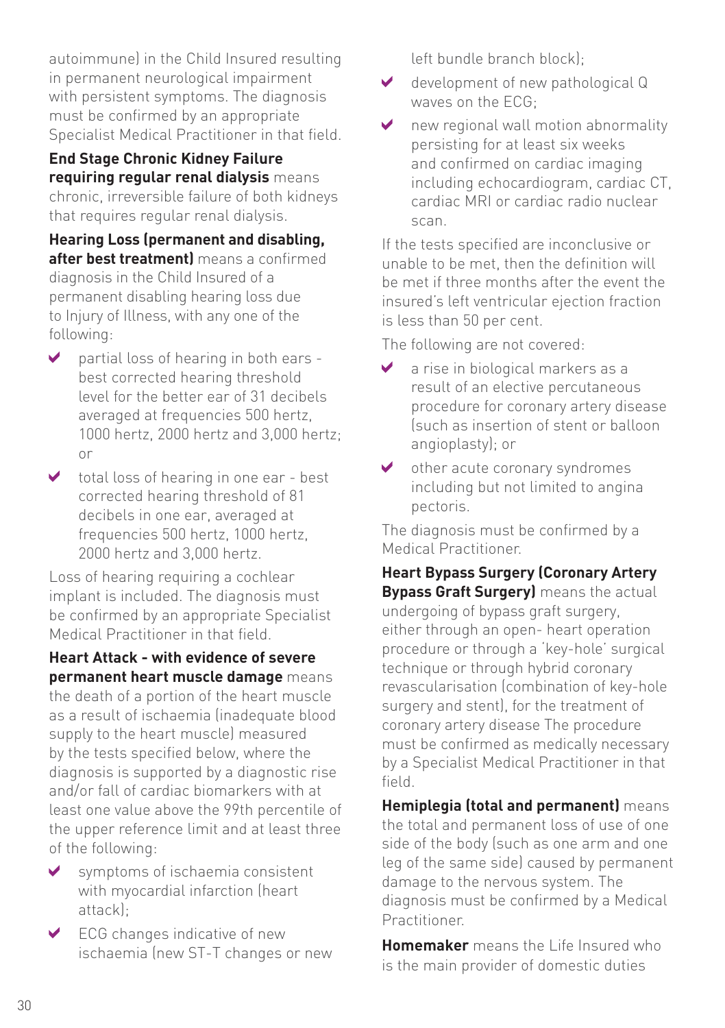autoimmune) in the Child Insured resulting in permanent neurological impairment with persistent symptoms. The diagnosis must be confirmed by an appropriate Specialist Medical Practitioner in that field.

**End Stage Chronic Kidney Failure requiring regular renal dialysis** means chronic, irreversible failure of both kidneys that requires regular renal dialysis.

**Hearing Loss (permanent and disabling, after best treatment)** means a confirmed diagnosis in the Child Insured of a permanent disabling hearing loss due to Injury of Illness, with any one of the following:

- partial loss of hearing in both ears - best corrected hearing threshold level for the better ear of 31 decibels averaged at frequencies 500 hertz, 1000 hertz, 2000 hertz and 3,000 hertz; or
- total loss of hearing in one ear - best corrected hearing threshold of 81 decibels in one ear, averaged at frequencies 500 hertz, 1000 hertz, 2000 hertz and 3,000 hertz.

Loss of hearing requiring a cochlear implant is included. The diagnosis must be confirmed by an appropriate Specialist Medical Practitioner in that field.

**Heart Attack - with evidence of severe permanent heart muscle damage** means the death of a portion of the heart muscle as a result of ischaemia (inadequate blood supply to the heart muscle) measured by the tests specified below, where the diagnosis is supported by a diagnostic rise and/or fall of cardiac biomarkers with at least one value above the 99th percentile of the upper reference limit and at least three of the following:

- symptoms of ischaemia consistent with myocardial infarction (heart attack);
- ECG changes indicative of new ischaemia (new ST-T changes or new left bundle branch block);
- development of new pathological Q waves on the ECG;
- new regional wall motion abnormality persisting for at least six weeks and confirmed on cardiac imaging including echocardiogram, cardiac CT, cardiac MRI or cardiac radio nuclear scan.

If the tests specified are inconclusive or unable to be met, then the definition will be met if three months after the event the insured's left ventricular ejection fraction is less than 50 per cent.

The following are not covered:

- a rise in biological markers as a result of an elective percutaneous procedure for coronary artery disease (such as insertion of stent or balloon angioplasty); or
- other acute coronary syndromes including but not limited to angina pectoris.

The diagnosis must be confirmed by a Medical Practitioner.

**Heart Bypass Surgery (Coronary Artery Bypass Graft Surgery)** means the actual undergoing of bypass graft surgery, either through an open- heart operation procedure or through a 'key-hole' surgical technique or through hybrid coronary revascularisation (combination of key-hole surgery and stent), for the treatment of coronary artery disease The procedure must be confirmed as medically necessary by a Specialist Medical Practitioner in that field.

**Hemiplegia (total and permanent)** means the total and permanent loss of use of one side of the body (such as one arm and one leg of the same side) caused by permanent damage to the nervous system. The diagnosis must be confirmed by a Medical Practitioner.

**Homemaker** means the Life Insured who is the main provider of domestic duties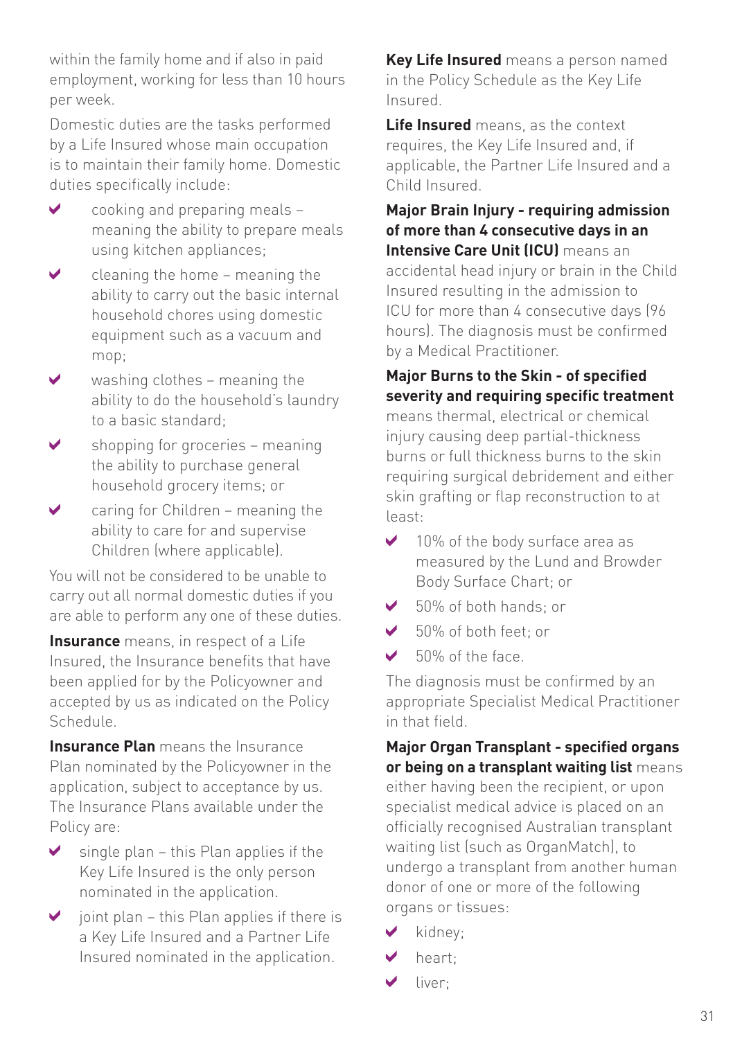within the family home and if also in paid employment, working for less than 10 hours per week.

Domestic duties are the tasks performed by a Life Insured whose main occupation is to maintain their family home. Domestic duties specifically include:

- cooking and preparing meals – meaning the ability to prepare meals using kitchen appliances;
- cleaning the home – meaning the ability to carry out the basic internal household chores using domestic equipment such as a vacuum and mop;
- washing clothes – meaning the ability to do the household's laundry to a basic standard;
- shopping for groceries – meaning the ability to purchase general household grocery items; or
- caring for Children – meaning the ability to care for and supervise Children (where applicable).

You will not be considered to be unable to carry out all normal domestic duties if you are able to perform any one of these duties.

**Insurance** means, in respect of a Life Insured, the Insurance benefits that have been applied for by the Policyowner and accepted by us as indicated on the Policy Schedule.

**Insurance Plan** means the Insurance Plan nominated by the Policyowner in the application, subject to acceptance by us. The Insurance Plans available under the Policy are:

- single plan – this Plan applies if the Key Life Insured is the only person nominated in the application.
- joint plan – this Plan applies if there is a Key Life Insured and a Partner Life Insured nominated in the application.

**Key Life Insured** means a person named in the Policy Schedule as the Key Life Insured.

**Life Insured** means, as the context requires, the Key Life Insured and, if applicable, the Partner Life Insured and a Child Insured.

**Major Brain Injury - requiring admission of more than 4 consecutive days in an Intensive Care Unit (ICU)** means an accidental head injury or brain in the Child Insured resulting in the admission to ICU for more than 4 consecutive days (96 hours). The diagnosis must be confirmed by a Medical Practitioner.

**Major Burns to the Skin - of specified severity and requiring specific treatment** means thermal, electrical or chemical injury causing deep partial-thickness burns or full thickness burns to the skin requiring surgical debridement and either skin grafting or flap reconstruction to at least:

- 10% of the body surface area as measured by the Lund and Browder Body Surface Chart; or
- 50% of both hands; or
- 50% of both feet; or
- 50% of the face.

The diagnosis must be confirmed by an appropriate Specialist Medical Practitioner in that field.

**Major Organ Transplant - specified organs or being on a transplant waiting list** means either having been the recipient, or upon specialist medical advice is placed on an officially recognised Australian transplant waiting list (such as OrganMatch), to undergo a transplant from another human donor of one or more of the following organs or tissues:

- kidney;
- heart;
- liver;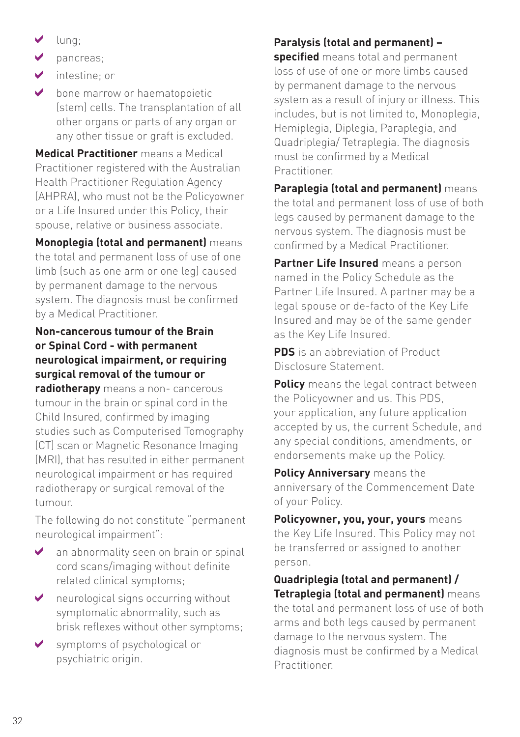- lung;
- pancreas;
- intestine; or
- bone marrow or haematopoietic (stem) cells. The transplantation of all other organs or parts of any organ or any other tissue or graft is excluded.

**Medical Practitioner** means a Medical Practitioner registered with the Australian Health Practitioner Regulation Agency (AHPRA), who must not be the Policyowner or a Life Insured under this Policy, their spouse, relative or business associate.

**Monoplegia (total and permanent)** means the total and permanent loss of use of one limb (such as one arm or one leg) caused by permanent damage to the nervous system. The diagnosis must be confirmed by a Medical Practitioner.

**Non-cancerous tumour of the Brain or Spinal Cord - with permanent neurological impairment, or requiring surgical removal of the tumour or radiotherapy** means a non- cancerous tumour in the brain or spinal cord in the Child Insured, confirmed by imaging studies such as Computerised Tomography (CT) scan or Magnetic Resonance Imaging (MRI), that has resulted in either permanent neurological impairment or has required radiotherapy or surgical removal of the tumour.

The following do not constitute "permanent neurological impairment":

- an abnormality seen on brain or spinal cord scans/imaging without definite related clinical symptoms;
- neurological signs occurring without symptomatic abnormality, such as brisk reflexes without other symptoms;
- symptoms of psychological or psychiatric origin.

**Paralysis (total and permanent) – specified** means total and permanent loss of use of one or more limbs caused by permanent damage to the nervous system as a result of injury or illness. This includes, but is not limited to, Monoplegia, Hemiplegia, Diplegia, Paraplegia, and Quadriplegia/ Tetraplegia. The diagnosis must be confirmed by a Medical Practitioner.

**Paraplegia (total and permanent)** means the total and permanent loss of use of both legs caused by permanent damage to the nervous system. The diagnosis must be confirmed by a Medical Practitioner.

**Partner Life Insured** means a person named in the Policy Schedule as the Partner Life Insured. A partner may be a legal spouse or de-facto of the Key Life Insured and may be of the same gender as the Key Life Insured.

**PDS** is an abbreviation of Product Disclosure Statement.

**Policy** means the legal contract between the Policyowner and us. This PDS, your application, any future application accepted by us, the current Schedule, and any special conditions, amendments, or endorsements make up the Policy.

**Policy Anniversary** means the anniversary of the Commencement Date of your Policy.

**Policyowner, you, your, yours** means the Key Life Insured. This Policy may not be transferred or assigned to another person.

**Quadriplegia (total and permanent) / Tetraplegia (total and permanent)** means the total and permanent loss of use of both arms and both legs caused by permanent damage to the nervous system. The diagnosis must be confirmed by a Medical Practitioner.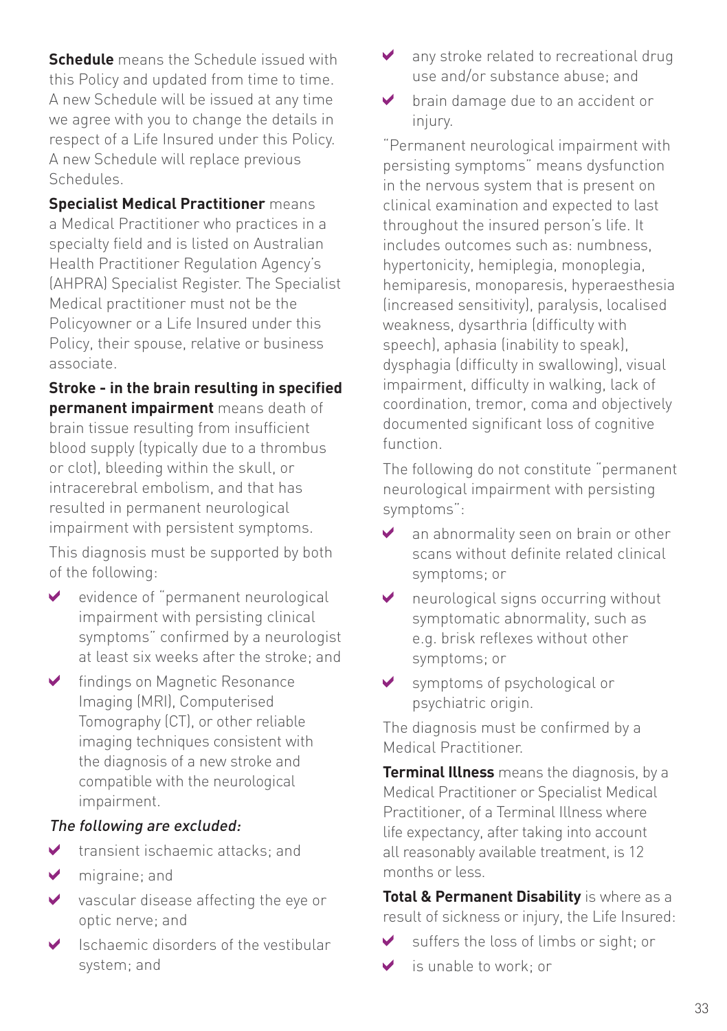**Schedule** means the Schedule issued with this Policy and updated from time to time. A new Schedule will be issued at any time we agree with you to change the details in respect of a Life Insured under this Policy. A new Schedule will replace previous Schedules.

**Specialist Medical Practitioner** means a Medical Practitioner who practices in a specialty field and is listed on Australian Health Practitioner Regulation Agency's (AHPRA) Specialist Register. The Specialist Medical practitioner must not be the Policyowner or a Life Insured under this Policy, their spouse, relative or business associate.

**Stroke - in the brain resulting in specified permanent impairment** means death of brain tissue resulting from insufficient blood supply (typically due to a thrombus or clot), bleeding within the skull, or intracerebral embolism, and that has resulted in permanent neurological impairment with persistent symptoms.

This diagnosis must be supported by both of the following:

- evidence of "permanent neurological impairment with persisting clinical symptoms" confirmed by a neurologist at least six weeks after the stroke; and
- findings on Magnetic Resonance Imaging (MRI), Computerised Tomography (CT), or other reliable imaging techniques consistent with the diagnosis of a new stroke and compatible with the neurological impairment.

*The following are excluded:*

- transient ischaemic attacks; and
- migraine; and
- vascular disease affecting the eye or optic nerve; and
- Ischaemic disorders of the vestibular system; and
- any stroke related to recreational drug use and/or substance abuse; and
- brain damage due to an accident or injury.

"Permanent neurological impairment with persisting symptoms" means dysfunction in the nervous system that is present on clinical examination and expected to last throughout the insured person's life. It includes outcomes such as: numbness, hypertonicity, hemiplegia, monoplegia, hemiparesis, monoparesis, hyperaesthesia (increased sensitivity), paralysis, localised weakness, dysarthria (difficulty with speech), aphasia (inability to speak), dysphagia (difficulty in swallowing), visual impairment, difficulty in walking, lack of coordination, tremor, coma and objectively documented significant loss of cognitive function.

The following do not constitute "permanent neurological impairment with persisting symptoms":

- an abnormality seen on brain or other scans without definite related clinical symptoms; or
- neurological signs occurring without symptomatic abnormality, such as e.g. brisk reflexes without other symptoms; or
- symptoms of psychological or psychiatric origin.

The diagnosis must be confirmed by a Medical Practitioner.

**Terminal Illness** means the diagnosis, by a Medical Practitioner or Specialist Medical Practitioner, of a Terminal Illness where life expectancy, after taking into account all reasonably available treatment, is 12 months or less.

**Total & Permanent Disability** is where as a result of sickness or injury, the Life Insured:

- suffers the loss of limbs or sight; or
- is unable to work; or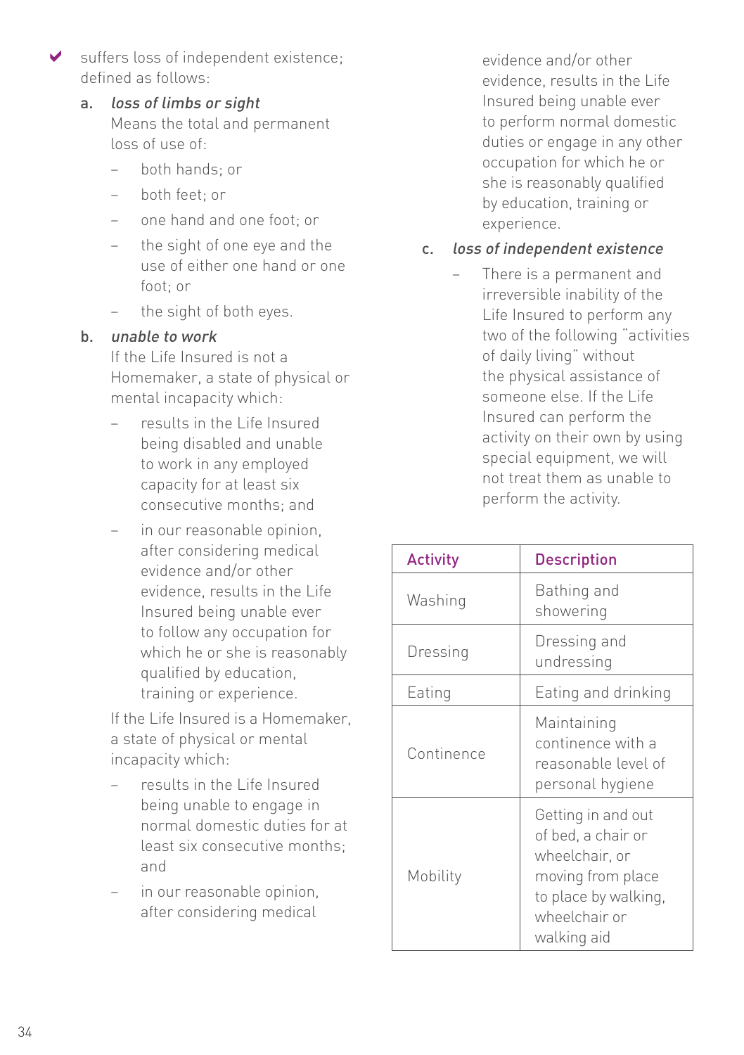- ✔ suffers loss of independent existence; defined as follows:

  a. *loss of limbs or sight*
  Means the total and permanent loss of use of:

  - both hands; or
  - both feet; or
  - one hand and one foot; or
  - the sight of one eye and the use of either one hand or one foot; or
  - the sight of both eyes.

  b. *unable to work*
  If the Life Insured is not a Homemaker, a state of physical or mental incapacity which:

  - results in the Life Insured being disabled and unable to work in any employed capacity for at least six consecutive months; and
  - in our reasonable opinion, after considering medical evidence and/or other evidence, results in the Life Insured being unable ever to follow any occupation for which he or she is reasonably qualified by education, training or experience.

  If the Life Insured is a Homemaker, a state of physical or mental incapacity which:

  - results in the Life Insured being unable to engage in normal domestic duties for at least six consecutive months; and
  - in our reasonable opinion, after considering medical evidence and/or other evidence, results in the Life Insured being unable ever to perform normal domestic duties or engage in any other occupation for which he or she is reasonably qualified by education, training or experience.

  c. *loss of independent existence*

  - There is a permanent and irreversible inability of the Life Insured to perform any two of the following "activities of daily living" without the physical assistance of someone else. If the Life Insured can perform the activity on their own by using special equipment, we will not treat them as unable to perform the activity.

| Activity | Description |
| --- | --- |
| Washing | Bathing and showering |
| Dressing | Dressing and undressing |
| Eating | Eating and drinking |
| Continence | Maintaining continence with a reasonable level of personal hygiene |
| Mobility | Getting in and out of bed, a chair or wheelchair, or moving from place to place by walking, wheelchair or walking aid |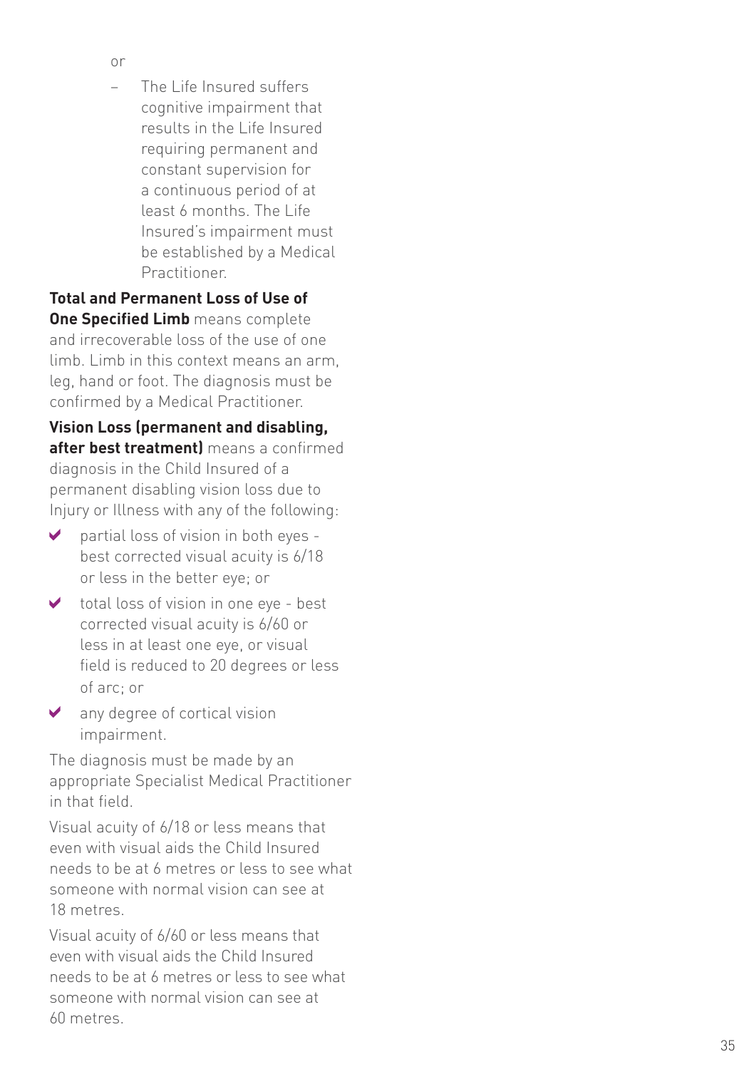or

- The Life Insured suffers cognitive impairment that results in the Life Insured requiring permanent and constant supervision for a continuous period of at least 6 months. The Life Insured's impairment must be established by a Medical Practitioner.

**Total and Permanent Loss of Use of One Specified Limb** means complete and irrecoverable loss of the use of one limb. Limb in this context means an arm, leg, hand or foot. The diagnosis must be confirmed by a Medical Practitioner.

**Vision Loss (permanent and disabling, after best treatment)** means a confirmed diagnosis in the Child Insured of a permanent disabling vision loss due to Injury or Illness with any of the following:

- partial loss of vision in both eyes - best corrected visual acuity is 6/18 or less in the better eye; or
- total loss of vision in one eye - best corrected visual acuity is 6/60 or less in at least one eye, or visual field is reduced to 20 degrees or less of arc; or
- any degree of cortical vision impairment.

The diagnosis must be made by an appropriate Specialist Medical Practitioner in that field.

Visual acuity of 6/18 or less means that even with visual aids the Child Insured needs to be at 6 metres or less to see what someone with normal vision can see at 18 metres.

Visual acuity of 6/60 or less means that even with visual aids the Child Insured needs to be at 6 metres or less to see what someone with normal vision can see at 60 metres.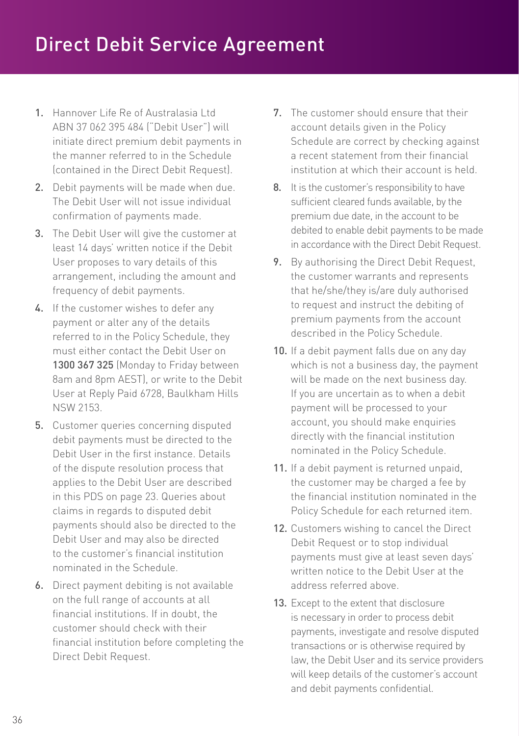# Direct Debit Service Agreement

1. Hannover Life Re of Australasia Ltd ABN 37 062 395 484 ("Debit User") will initiate direct premium debit payments in the manner referred to in the Schedule (contained in the Direct Debit Request).
2. Debit payments will be made when due. The Debit User will not issue individual confirmation of payments made.
3. The Debit User will give the customer at least 14 days' written notice if the Debit User proposes to vary details of this arrangement, including the amount and frequency of debit payments.
4. If the customer wishes to defer any payment or alter any of the details referred to in the Policy Schedule, they must either contact the Debit User on **1300 367 325** (Monday to Friday between 8am and 8pm AEST), or write to the Debit User at Reply Paid 6728, Baulkham Hills NSW 2153.
5. Customer queries concerning disputed debit payments must be directed to the Debit User in the first instance. Details of the dispute resolution process that applies to the Debit User are described in this PDS on page 23. Queries about claims in regards to disputed debit payments should also be directed to the Debit User and may also be directed to the customer's financial institution nominated in the Schedule.
6. Direct payment debiting is not available on the full range of accounts at all financial institutions. If in doubt, the customer should check with their financial institution before completing the Direct Debit Request.
7. The customer should ensure that their account details given in the Policy Schedule are correct by checking against a recent statement from their financial institution at which their account is held.
8. It is the customer's responsibility to have sufficient cleared funds available, by the premium due date, in the account to be debited to enable debit payments to be made in accordance with the Direct Debit Request.
9. By authorising the Direct Debit Request, the customer warrants and represents that he/she/they is/are duly authorised to request and instruct the debiting of premium payments from the account described in the Policy Schedule.
10. If a debit payment falls due on any day which is not a business day, the payment will be made on the next business day. If you are uncertain as to when a debit payment will be processed to your account, you should make enquiries directly with the financial institution nominated in the Policy Schedule.
11. If a debit payment is returned unpaid, the customer may be charged a fee by the financial institution nominated in the Policy Schedule for each returned item.
12. Customers wishing to cancel the Direct Debit Request or to stop individual payments must give at least seven days' written notice to the Debit User at the address referred above.
13. Except to the extent that disclosure is necessary in order to process debit payments, investigate and resolve disputed transactions or is otherwise required by law, the Debit User and its service providers will keep details of the customer's account and debit payments confidential.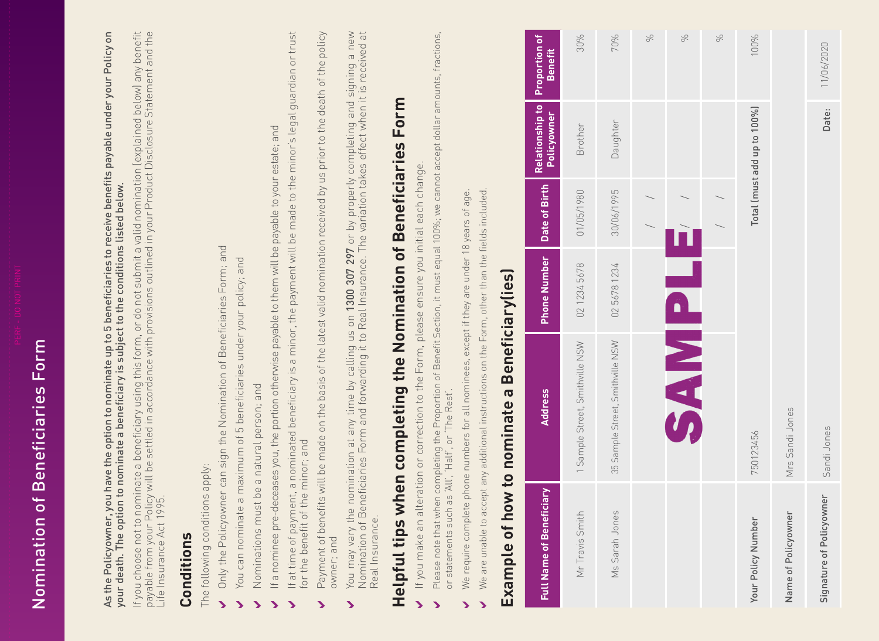# Nomination of Beneficiaries Form

**As the Policyowner, you have the option to nominate up to 5 beneficiaries to receive benefits payable under your Policy on your death. The option to nominate a beneficiary is subject to the conditions listed below.**

If you choose not to nominate a beneficiary using this form, or do not submit a valid nomination (explained below) any benefit payable from your Policy will be settled in accordance with provisions outlined in your Product Disclosure Statement and the Life Insurance Act 1995.

## Conditions

The following conditions apply:

- Only the Policyowner can sign the Nomination of Beneficiaries Form; and
- You can nominate a maximum of 5 beneficiaries under your policy; and
- Nominations must be a natural person; and
- If a nominee pre-deceases you, the portion otherwise payable to them will be payable to your estate; and
- If at time of payment, a nominated beneficiary is a minor, the payment will be made to the minor's legal guardian or trust for the benefit of the minor; and
- Payment of benefits will be made on the basis of the latest valid nomination received by us prior to the death of the policy owner; and
- You may vary the nomination at any time by calling us on **1300 307 297** or by properly completing and signing a new Nomination of Beneficiaries Form and forwarding it to Real Insurance. The variation takes effect when it is received at Real Insurance.

## Helpful tips when completing the Nomination of Beneficiaries Form

- If you make an alteration or correction to the Form, please ensure you initial each change.
- Please note that when completing the Proportion of Benefit Section, it must equal 100%; we cannot accept dollar amounts, fractions, or statements such as 'All', 'Half', or 'The Rest'.
- We require complete phone numbers for all nominees, except if they are under 18 years of age.
- We are unable to accept any additional instructions on the Form, other than the fields included.

## Example of how to nominate a Beneficiary(ies)

SAMPLE

| Full Name of Beneficiary | Address | Phone Number | Date of Birth | Relationship to Policyowner | Proportion of Benefit |
|---|---|---|---|---|---|
| Mr Travis Smith | 1 Sample Street, Smithville NSW | 02 1234 5678 | 01/05/1980 | Brother | 30% |
| Ms Sarah Jones | 35 Sample Street, Smithville NSW | 02 5678 1234 | 30/06/1995 | Daughter | 70% |
| | | | / / | | % |
| | | | / / | | % |
| | | | / / | | % |
| Your Policy Number | 750123456 | | Total (must add up to 100%) | | 100% |
| Name of Policyowner | Mrs Sandi Jones | | | | |
| Signature of Policyowner | Sandi Jones | | | Date: | 11/06/2020 |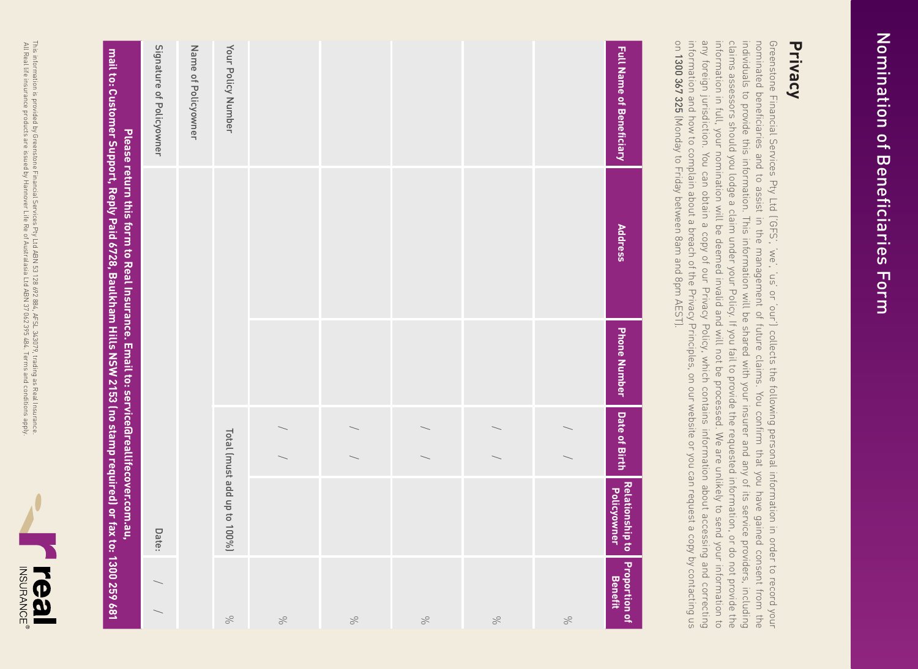# Nomination of Beneficiaries Form

## Privacy

Greenstone Financial Services Pty Ltd ('GFS', 'we', 'us' or 'our') collects the following personal information in order to record your nominated beneficiaries and to assist in the management of future claims. You confirm that you have gained consent from the individuals to provide this information. This information will be shared with your insurer and any of its service providers, including claims assessors should you lodge a claim under your Policy. If you fail to provide the requested information, or do not provide the information in full, your nomination will be deemed invalid and will not be processed. We are unlikely to send your information to any foreign jurisdiction. You can obtain a copy of our Privacy Policy, which contains information about accessing and correcting information and how to complain about a breach of the Privacy Principles, on our website or you can request a copy by contacting us on **1300 367 325** (Monday to Friday between 8am and 8pm AEST).

| Full Name of Beneficiary | Address | Phone Number | Date of Birth | Relationship to Policyowner | Proportion of Benefit |
|---|---|---|---|---|---|
| | | | / / | | % |
| | | | / / | | % |
| | | | / / | | % |
| | | | / / | | % |
| | | | / / | | % |
| Your Policy Number | | | Total (must add up to 100%) | | % |
| Name of Policyowner | | | | | |
| Signature of Policyowner | | | | Date: | / / |

**Please return this form to Real Insurance. Email to: service@reallifecover.com.au, mail to: Customer Support, Reply Paid 6728, Baulkham Hills NSW 2153 (no stamp required) or fax to: 1300 259 681**

This information is provided by Greenstone Financial Services Pty Ltd ABN 53 128 692 884, AFSL 343079, trading as Real Insurance.
All Real life insurance products are issued by Hannover Life Re of Australasia Ltd ABN 37 062 395 484. Terms and conditions apply.

real INSURANCE®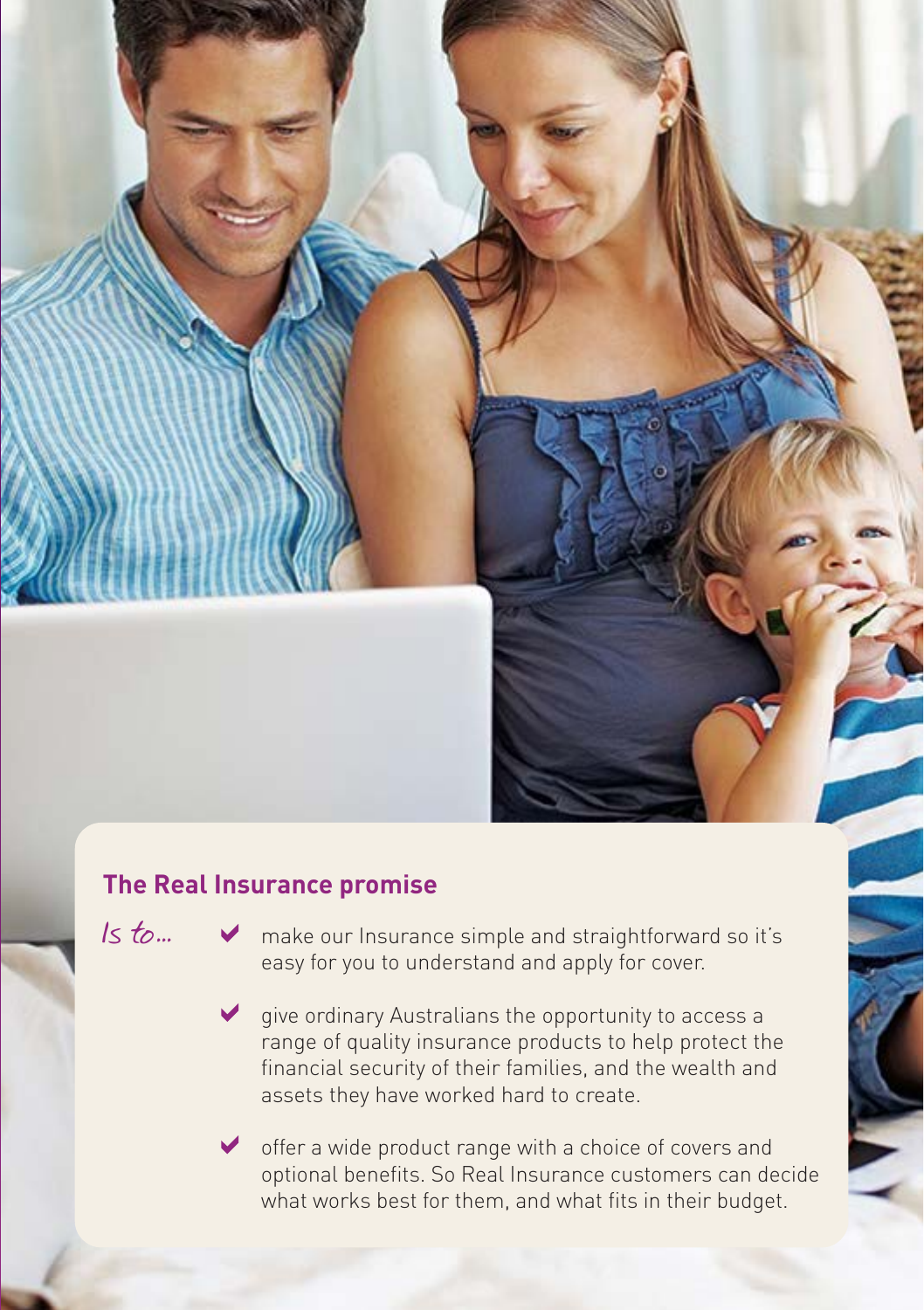## The Real Insurance promise

*Is to...*

- make our Insurance simple and straightforward so it's easy for you to understand and apply for cover.
- give ordinary Australians the opportunity to access a range of quality insurance products to help protect the financial security of their families, and the wealth and assets they have worked hard to create.
- offer a wide product range with a choice of covers and optional benefits. So Real Insurance customers can decide what works best for them, and what fits in their budget.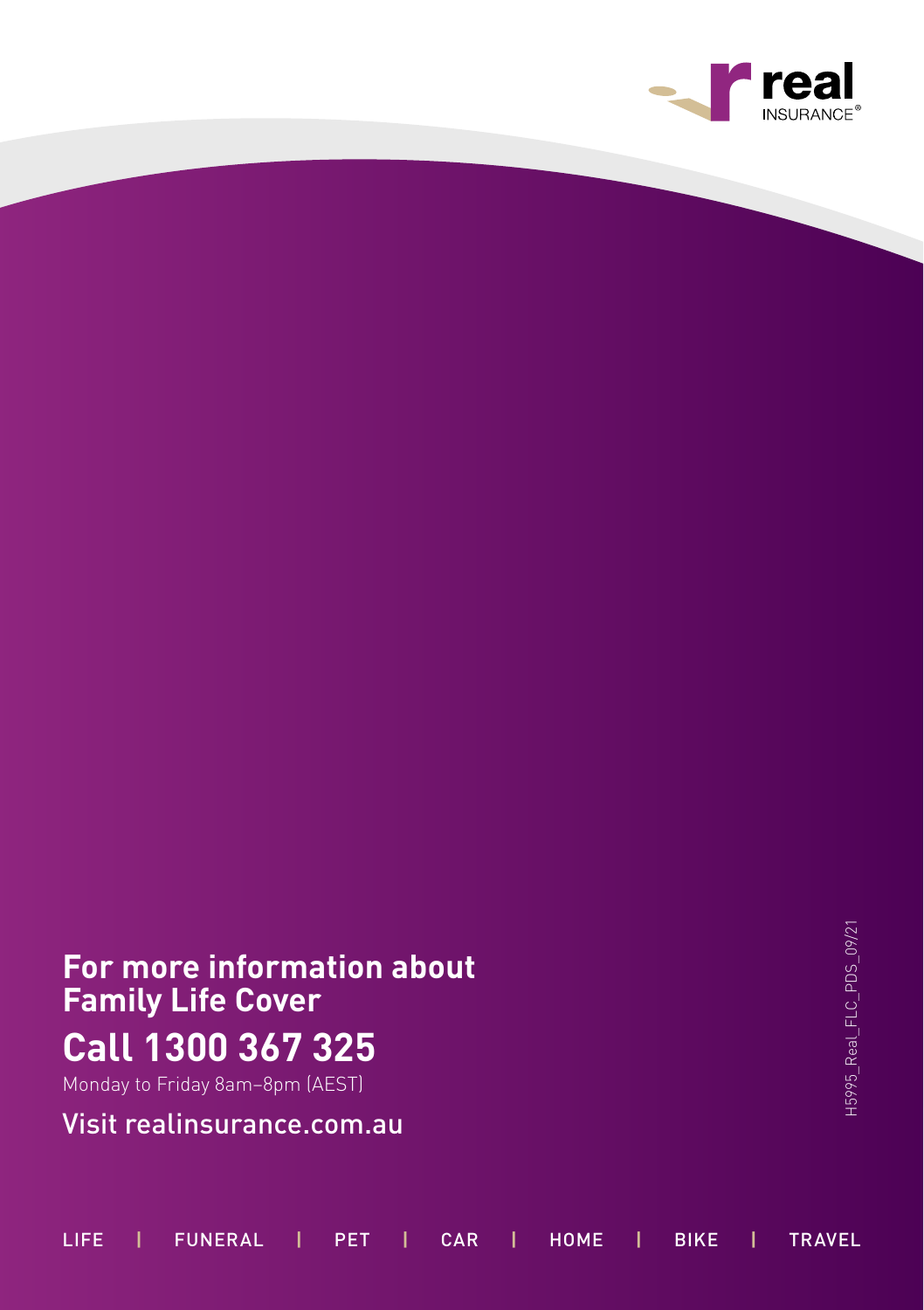real INSURANCE®

**For more information about Family Life Cover**

## Call 1300 367 325

Monday to Friday 8am–8pm (AEST)

Visit realinsurance.com.au

H5995_Real_FLC_PDS_09/21

LIFE | FUNERAL | PET | CAR | HOME | BIKE | TRAVEL